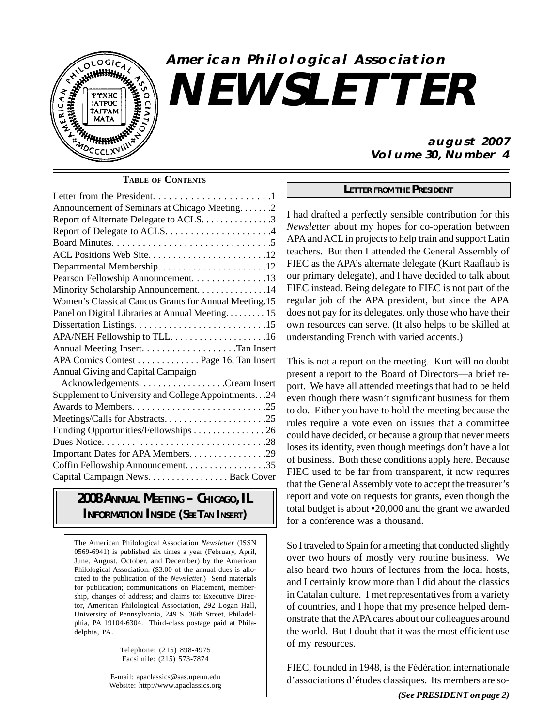# American Philological Association NEWSLETTER

**august 2007**
**Volume 30, Number 4**

## TABLE OF CONTENTS

- Letter from the President. . . . . . . . . . . . . . . . . . . . . . .1
- Announcement of Seminars at Chicago Meeting. . . . . . .2
- Report of Alternate Delegate to ACLS. . . . . . . . . . . . . .3
- Report of Delegate to ACLS. . . . . . . . . . . . . . . . . . . . .4
- Board Minutes. . . . . . . . . . . . . . . . . . . . . . . . . . . . . . .5
- ACL Positions Web Site. . . . . . . . . . . . . . . . . . . . . . . .12
- Departmental Membership. . . . . . . . . . . . . . . . . . . . . .12
- Pearson Fellowship Announcement. . . . . . . . . . . . . . .13
- Minority Scholarship Announcement. . . . . . . . . . . . . . .14
- Women's Classical Caucus Grants for Annual Meeting.15
- Panel on Digital Libraries at Annual Meeting. . . . . . . . . 15
- Dissertation Listings. . . . . . . . . . . . . . . . . . . . . . . . . . .15
- APA/NEH Fellowship to TLL. . . . . . . . . . . . . . . . . . . .16
- Annual Meeting Insert. . . . . . . . . . . . . . . . . . .Tan Insert
- APA Comics Contest . . . . . . . . . . . . . Page 16, Tan Insert
- Annual Giving and Capital Campaign Acknowledgements. . . . . . . . . . . . . . . . . .Cream Insert
- Supplement to University and College Appointments. . .24
- Awards to Members. . . . . . . . . . . . . . . . . . . . . . . . . . .25
- Meetings/Calls for Abstracts. . . . . . . . . . . . . . . . . . . . .25
- Funding Opportunities/Fellowships . . . . . . . . . . . . . . . 26
- Dues Notice. . . . . . . . . . . . . . . . . . . . . . . . . . . . . . . . .28
- Important Dates for APA Members. . . . . . . . . . . . . . . .29
- Coffin Fellowship Announcement. . . . . . . . . . . . . . . . .35
- Capital Campaign News. . . . . . . . . . . . . . . . . Back Cover

**2008 ANNUAL MEETING – CHICAGO, IL**
**INFORMATION INSIDE (SEE TAN INSERT)**

The American Philological Association *Newsletter* (ISSN 0569-6941) is published six times a year (February, April, June, August, October, and December) by the American Philological Association. ($3.00 of the annual dues is allocated to the publication of the *Newsletter*.) Send materials for publication; communications on Placement, membership, changes of address; and claims to: Executive Director, American Philological Association, 292 Logan Hall, University of Pennsylvania, 249 S. 36th Street, Philadelphia, PA 19104-6304. Third-class postage paid at Philadelphia, PA.

Telephone: (215) 898-4975
Facsimile: (215) 573-7874

E-mail: apaclassics@sas.upenn.edu
Website: http://www.apaclassics.org

## LETTER FROM THE PRESIDENT

I had drafted a perfectly sensible contribution for this *Newsletter* about my hopes for co-operation between APA and ACL in projects to help train and support Latin teachers. But then I attended the General Assembly of FIEC as the APA's alternate delegate (Kurt Raaflaub is our primary delegate), and I have decided to talk about FIEC instead. Being delegate to FIEC is not part of the regular job of the APA president, but since the APA does not pay for its delegates, only those who have their own resources can serve. (It also helps to be skilled at understanding French with varied accents.)

This is not a report on the meeting. Kurt will no doubt present a report to the Board of Directors—a brief report. We have all attended meetings that had to be held even though there wasn't significant business for them to do. Either you have to hold the meeting because the rules require a vote even on issues that a committee could have decided, or because a group that never meets loses its identity, even though meetings don't have a lot of business. Both these conditions apply here. Because FIEC used to be far from transparent, it now requires that the General Assembly vote to accept the treasurer's report and vote on requests for grants, even though the total budget is about •20,000 and the grant we awarded for a conference was a thousand.

So I traveled to Spain for a meeting that conducted slightly over two hours of mostly very routine business. We also heard two hours of lectures from the local hosts, and I certainly know more than I did about the classics in Catalan culture. I met representatives from a variety of countries, and I hope that my presence helped demonstrate that the APA cares about our colleagues around the world. But I doubt that it was the most efficient use of my resources.

FIEC, founded in 1948, is the Fédération internationale d'associations d'études classiques. Its members are so-

*(See PRESIDENT on page 2)*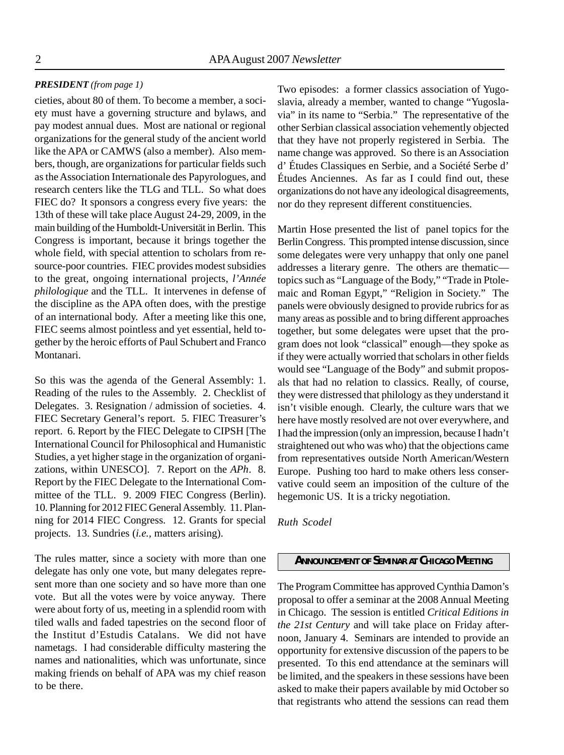***PRESIDENT** (from page 1)*

cieties, about 80 of them. To become a member, a society must have a governing structure and bylaws, and pay modest annual dues. Most are national or regional organizations for the general study of the ancient world like the APA or CAMWS (also a member). Also members, though, are organizations for particular fields such as the Association Internationale des Papyrologues, and research centers like the TLG and TLL. So what does FIEC do? It sponsors a congress every five years: the 13th of these will take place August 24-29, 2009, in the main building of the Humboldt-Universität in Berlin. This Congress is important, because it brings together the whole field, with special attention to scholars from resource-poor countries. FIEC provides modest subsidies to the great, ongoing international projects, *l'Année philologique* and the TLL. It intervenes in defense of the discipline as the APA often does, with the prestige of an international body. After a meeting like this one, FIEC seems almost pointless and yet essential, held together by the heroic efforts of Paul Schubert and Franco Montanari.

So this was the agenda of the General Assembly: 1. Reading of the rules to the Assembly. 2. Checklist of Delegates. 3. Resignation / admission of societies. 4. FIEC Secretary General's report. 5. FIEC Treasurer's report. 6. Report by the FIEC Delegate to CIPSH [The International Council for Philosophical and Humanistic Studies, a yet higher stage in the organization of organizations, within UNESCO]. 7. Report on the *APh*. 8. Report by the FIEC Delegate to the International Committee of the TLL. 9. 2009 FIEC Congress (Berlin). 10. Planning for 2012 FIEC General Assembly. 11. Planning for 2014 FIEC Congress. 12. Grants for special projects. 13. Sundries (*i.e.*, matters arising).

The rules matter, since a society with more than one delegate has only one vote, but many delegates represent more than one society and so have more than one vote. But all the votes were by voice anyway. There were about forty of us, meeting in a splendid room with tiled walls and faded tapestries on the second floor of the Institut d'Estudis Catalans. We did not have nametags. I had considerable difficulty mastering the names and nationalities, which was unfortunate, since making friends on behalf of APA was my chief reason to be there.

Two episodes: a former classics association of Yugoslavia, already a member, wanted to change "Yugoslavia" in its name to "Serbia." The representative of the other Serbian classical association vehemently objected that they have not properly registered in Serbia. The name change was approved. So there is an Association d' Études Classiques en Serbie, and a Société Serbe d' Études Anciennes. As far as I could find out, these organizations do not have any ideological disagreements, nor do they represent different constituencies.

Martin Hose presented the list of panel topics for the Berlin Congress. This prompted intense discussion, since some delegates were very unhappy that only one panel addresses a literary genre. The others are thematic—topics such as "Language of the Body," "Trade in Ptolemaic and Roman Egypt," "Religion in Society." The panels were obviously designed to provide rubrics for as many areas as possible and to bring different approaches together, but some delegates were upset that the program does not look "classical" enough—they spoke as if they were actually worried that scholars in other fields would see "Language of the Body" and submit proposals that had no relation to classics. Really, of course, they were distressed that philology as they understand it isn't visible enough. Clearly, the culture wars that we here have mostly resolved are not over everywhere, and I had the impression (only an impression, because I hadn't straightened out who was who) that the objections came from representatives outside North American/Western Europe. Pushing too hard to make others less conservative could seem an imposition of the culture of the hegemonic US. It is a tricky negotiation.

*Ruth Scodel*

## ANNOUNCEMENT OF SEMINAR AT CHICAGO MEETING

The Program Committee has approved Cynthia Damon's proposal to offer a seminar at the 2008 Annual Meeting in Chicago. The session is entitled *Critical Editions in the 21st Century* and will take place on Friday afternoon, January 4. Seminars are intended to provide an opportunity for extensive discussion of the papers to be presented. To this end attendance at the seminars will be limited, and the speakers in these sessions have been asked to make their papers available by mid October so that registrants who attend the sessions can read them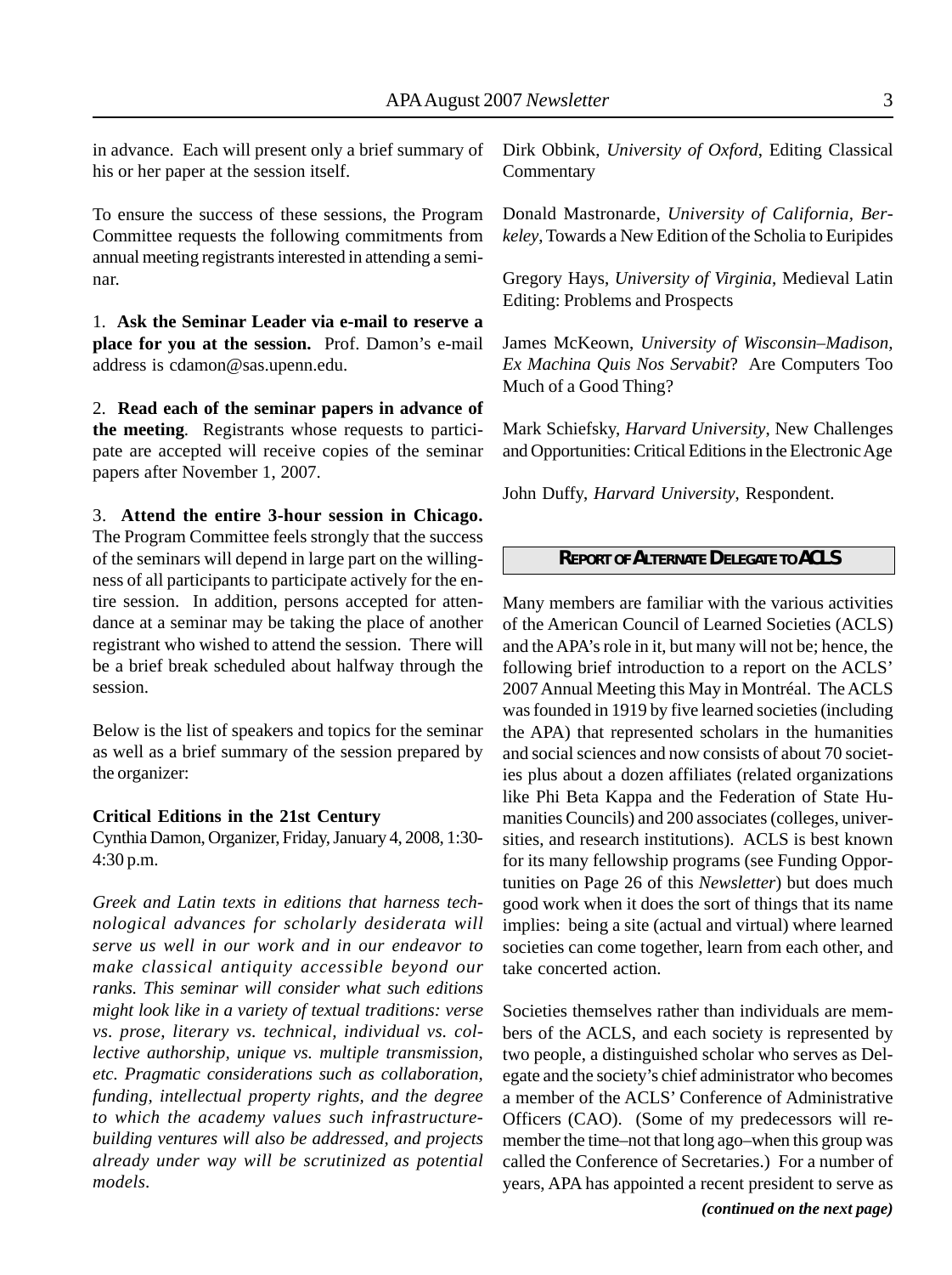in advance. Each will present only a brief summary of his or her paper at the session itself.

To ensure the success of these sessions, the Program Committee requests the following commitments from annual meeting registrants interested in attending a seminar.

1. **Ask the Seminar Leader via e-mail to reserve a place for you at the session.** Prof. Damon's e-mail address is cdamon@sas.upenn.edu.

2. **Read each of the seminar papers in advance of the meeting**. Registrants whose requests to participate are accepted will receive copies of the seminar papers after November 1, 2007.

3. **Attend the entire 3-hour session in Chicago.** The Program Committee feels strongly that the success of the seminars will depend in large part on the willingness of all participants to participate actively for the entire session. In addition, persons accepted for attendance at a seminar may be taking the place of another registrant who wished to attend the session. There will be a brief break scheduled about halfway through the session.

Below is the list of speakers and topics for the seminar as well as a brief summary of the session prepared by the organizer:

**Critical Editions in the 21st Century**
Cynthia Damon, Organizer, Friday, January 4, 2008, 1:30-4:30 p.m.

*Greek and Latin texts in editions that harness technological advances for scholarly desiderata will serve us well in our work and in our endeavor to make classical antiquity accessible beyond our ranks. This seminar will consider what such editions might look like in a variety of textual traditions: verse vs. prose, literary vs. technical, individual vs. collective authorship, unique vs. multiple transmission, etc. Pragmatic considerations such as collaboration, funding, intellectual property rights, and the degree to which the academy values such infrastructure-building ventures will also be addressed, and projects already under way will be scrutinized as potential models.*

Dirk Obbink, *University of Oxford*, Editing Classical Commentary

Donald Mastronarde, *University of California, Berkeley*, Towards a New Edition of the Scholia to Euripides

Gregory Hays, *University of Virginia*, Medieval Latin Editing: Problems and Prospects

James McKeown, *University of Wisconsin–Madison, Ex Machina Quis Nos Servabit*? Are Computers Too Much of a Good Thing?

Mark Schiefsky, *Harvard University*, New Challenges and Opportunities: Critical Editions in the Electronic Age

John Duffy, *Harvard University*, Respondent.

## Report of Alternate Delegate to ACLS

Many members are familiar with the various activities of the American Council of Learned Societies (ACLS) and the APA's role in it, but many will not be; hence, the following brief introduction to a report on the ACLS' 2007 Annual Meeting this May in Montréal. The ACLS was founded in 1919 by five learned societies (including the APA) that represented scholars in the humanities and social sciences and now consists of about 70 societies plus about a dozen affiliates (related organizations like Phi Beta Kappa and the Federation of State Humanities Councils) and 200 associates (colleges, universities, and research institutions). ACLS is best known for its many fellowship programs (see Funding Opportunities on Page 26 of this *Newsletter*) but does much good work when it does the sort of things that its name implies: being a site (actual and virtual) where learned societies can come together, learn from each other, and take concerted action.

Societies themselves rather than individuals are members of the ACLS, and each society is represented by two people, a distinguished scholar who serves as Delegate and the society's chief administrator who becomes a member of the ACLS' Conference of Administrative Officers (CAO). (Some of my predecessors will remember the time–not that long ago–when this group was called the Conference of Secretaries.) For a number of years, APA has appointed a recent president to serve as

***(continued on the next page)***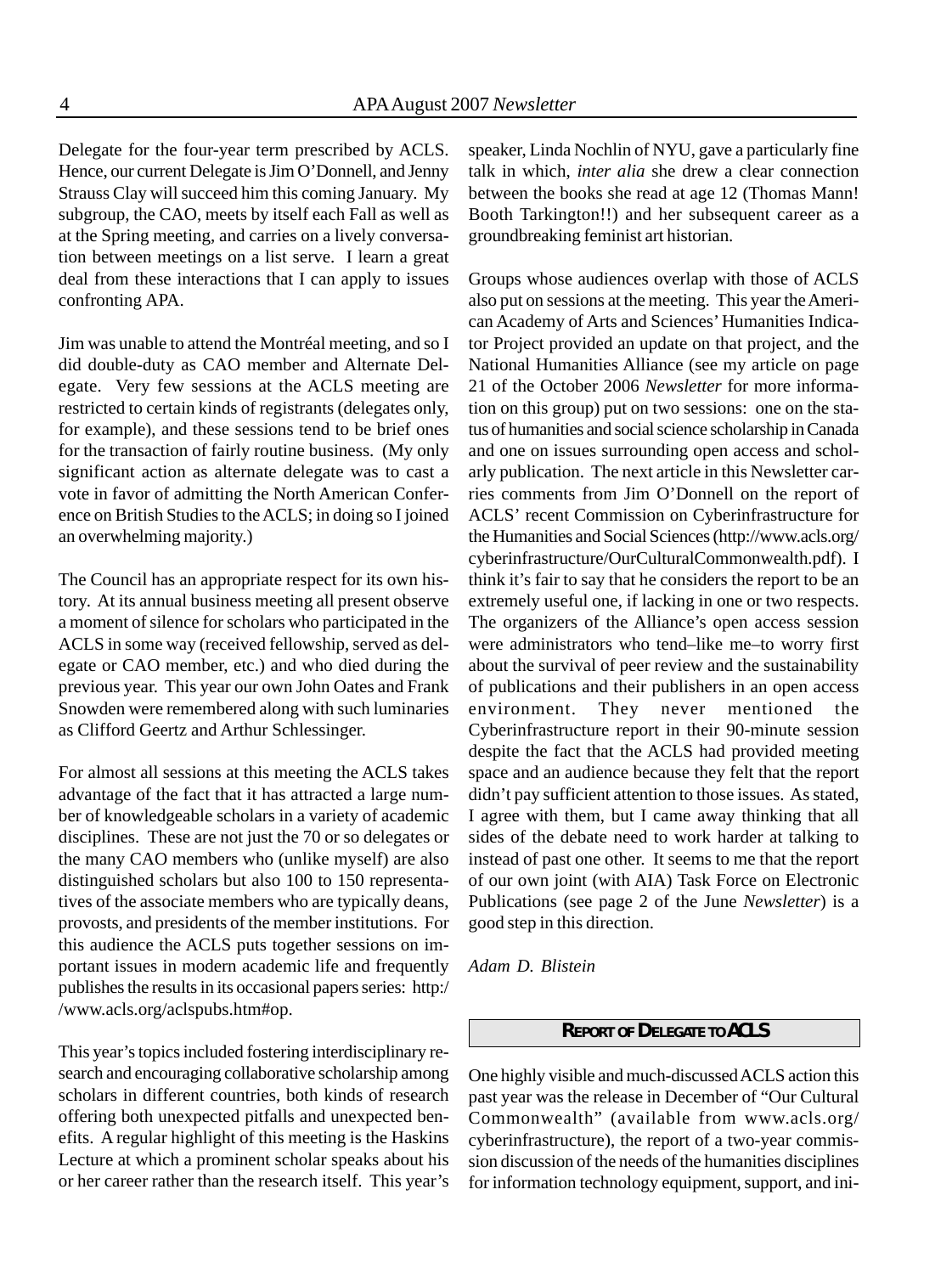Delegate for the four-year term prescribed by ACLS. Hence, our current Delegate is Jim O'Donnell, and Jenny Strauss Clay will succeed him this coming January. My subgroup, the CAO, meets by itself each Fall as well as at the Spring meeting, and carries on a lively conversation between meetings on a list serve. I learn a great deal from these interactions that I can apply to issues confronting APA.

Jim was unable to attend the Montréal meeting, and so I did double-duty as CAO member and Alternate Delegate. Very few sessions at the ACLS meeting are restricted to certain kinds of registrants (delegates only, for example), and these sessions tend to be brief ones for the transaction of fairly routine business. (My only significant action as alternate delegate was to cast a vote in favor of admitting the North American Conference on British Studies to the ACLS; in doing so I joined an overwhelming majority.)

The Council has an appropriate respect for its own history. At its annual business meeting all present observe a moment of silence for scholars who participated in the ACLS in some way (received fellowship, served as delegate or CAO member, etc.) and who died during the previous year. This year our own John Oates and Frank Snowden were remembered along with such luminaries as Clifford Geertz and Arthur Schlessinger.

For almost all sessions at this meeting the ACLS takes advantage of the fact that it has attracted a large number of knowledgeable scholars in a variety of academic disciplines. These are not just the 70 or so delegates or the many CAO members who (unlike myself) are also distinguished scholars but also 100 to 150 representatives of the associate members who are typically deans, provosts, and presidents of the member institutions. For this audience the ACLS puts together sessions on important issues in modern academic life and frequently publishes the results in its occasional papers series: http://www.acls.org/aclspubs.htm#op.

This year's topics included fostering interdisciplinary research and encouraging collaborative scholarship among scholars in different countries, both kinds of research offering both unexpected pitfalls and unexpected benefits. A regular highlight of this meeting is the Haskins Lecture at which a prominent scholar speaks about his or her career rather than the research itself. This year's speaker, Linda Nochlin of NYU, gave a particularly fine talk in which, *inter alia* she drew a clear connection between the books she read at age 12 (Thomas Mann! Booth Tarkington!!) and her subsequent career as a groundbreaking feminist art historian.

Groups whose audiences overlap with those of ACLS also put on sessions at the meeting. This year the American Academy of Arts and Sciences' Humanities Indicator Project provided an update on that project, and the National Humanities Alliance (see my article on page 21 of the October 2006 *Newsletter* for more information on this group) put on two sessions: one on the status of humanities and social science scholarship in Canada and one on issues surrounding open access and scholarly publication. The next article in this Newsletter carries comments from Jim O'Donnell on the report of ACLS' recent Commission on Cyberinfrastructure for the Humanities and Social Sciences (http://www.acls.org/cyberinfrastructure/OurCulturalCommonwealth.pdf). I think it's fair to say that he considers the report to be an extremely useful one, if lacking in one or two respects. The organizers of the Alliance's open access session were administrators who tend–like me–to worry first about the survival of peer review and the sustainability of publications and their publishers in an open access environment. They never mentioned the Cyberinfrastructure report in their 90-minute session despite the fact that the ACLS had provided meeting space and an audience because they felt that the report didn't pay sufficient attention to those issues. As stated, I agree with them, but I came away thinking that all sides of the debate need to work harder at talking to instead of past one other. It seems to me that the report of our own joint (with AIA) Task Force on Electronic Publications (see page 2 of the June *Newsletter*) is a good step in this direction.

*Adam D. Blistein*

## REPORT OF DELEGATE TO ACLS

One highly visible and much-discussed ACLS action this past year was the release in December of "Our Cultural Commonwealth" (available from www.acls.org/cyberinfrastructure), the report of a two-year commission discussion of the needs of the humanities disciplines for information technology equipment, support, and ini-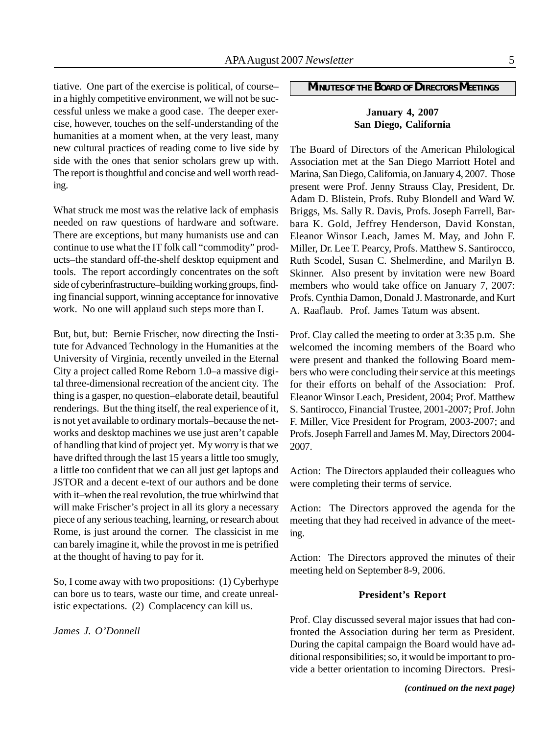tiative. One part of the exercise is political, of course–in a highly competitive environment, we will not be successful unless we make a good case. The deeper exercise, however, touches on the self-understanding of the humanities at a moment when, at the very least, many new cultural practices of reading come to live side by side with the ones that senior scholars grew up with. The report is thoughtful and concise and well worth reading.

What struck me most was the relative lack of emphasis needed on raw questions of hardware and software. There are exceptions, but many humanists use and can continue to use what the IT folk call "commodity" products–the standard off-the-shelf desktop equipment and tools. The report accordingly concentrates on the soft side of cyberinfrastructure–building working groups, finding financial support, winning acceptance for innovative work. No one will applaud such steps more than I.

But, but, but: Bernie Frischer, now directing the Institute for Advanced Technology in the Humanities at the University of Virginia, recently unveiled in the Eternal City a project called Rome Reborn 1.0–a massive digital three-dimensional recreation of the ancient city. The thing is a gasper, no question–elaborate detail, beautiful renderings. But the thing itself, the real experience of it, is not yet available to ordinary mortals–because the networks and desktop machines we use just aren't capable of handling that kind of project yet. My worry is that we have drifted through the last 15 years a little too smugly, a little too confident that we can all just get laptops and JSTOR and a decent e-text of our authors and be done with it–when the real revolution, the true whirlwind that will make Frischer's project in all its glory a necessary piece of any serious teaching, learning, or research about Rome, is just around the corner. The classicist in me can barely imagine it, while the provost in me is petrified at the thought of having to pay for it.

So, I come away with two propositions: (1) Cyberhype can bore us to tears, waste our time, and create unrealistic expectations. (2) Complacency can kill us.

*James J. O'Donnell*

## MINUTES OF THE BOARD OF DIRECTORS MEETINGS

**January 4, 2007**
**San Diego, California**

The Board of Directors of the American Philological Association met at the San Diego Marriott Hotel and Marina, San Diego, California, on January 4, 2007. Those present were Prof. Jenny Strauss Clay, President, Dr. Adam D. Blistein, Profs. Ruby Blondell and Ward W. Briggs, Ms. Sally R. Davis, Profs. Joseph Farrell, Barbara K. Gold, Jeffrey Henderson, David Konstan, Eleanor Winsor Leach, James M. May, and John F. Miller, Dr. Lee T. Pearcy, Profs. Matthew S. Santirocco, Ruth Scodel, Susan C. Shelmerdine, and Marilyn B. Skinner. Also present by invitation were new Board members who would take office on January 7, 2007: Profs. Cynthia Damon, Donald J. Mastronarde, and Kurt A. Raaflaub. Prof. James Tatum was absent.

Prof. Clay called the meeting to order at 3:35 p.m. She welcomed the incoming members of the Board who were present and thanked the following Board members who were concluding their service at this meetings for their efforts on behalf of the Association: Prof. Eleanor Winsor Leach, President, 2004; Prof. Matthew S. Santirocco, Financial Trustee, 2001-2007; Prof. John F. Miller, Vice President for Program, 2003-2007; and Profs. Joseph Farrell and James M. May, Directors 2004-2007.

Action: The Directors applauded their colleagues who were completing their terms of service.

Action: The Directors approved the agenda for the meeting that they had received in advance of the meeting.

Action: The Directors approved the minutes of their meeting held on September 8-9, 2006.

### President's Report

Prof. Clay discussed several major issues that had confronted the Association during her term as President. During the capital campaign the Board would have additional responsibilities; so, it would be important to provide a better orientation to incoming Directors. Presi-

***(continued on the next page)***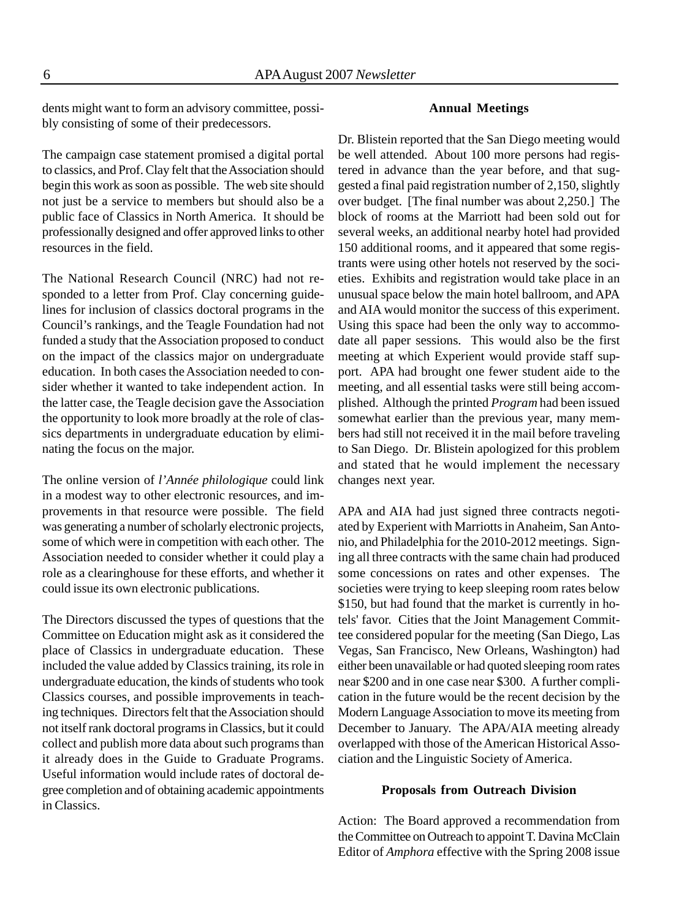dents might want to form an advisory committee, possibly consisting of some of their predecessors.

The campaign case statement promised a digital portal to classics, and Prof. Clay felt that the Association should begin this work as soon as possible. The web site should not just be a service to members but should also be a public face of Classics in North America. It should be professionally designed and offer approved links to other resources in the field.

The National Research Council (NRC) had not responded to a letter from Prof. Clay concerning guidelines for inclusion of classics doctoral programs in the Council's rankings, and the Teagle Foundation had not funded a study that the Association proposed to conduct on the impact of the classics major on undergraduate education. In both cases the Association needed to consider whether it wanted to take independent action. In the latter case, the Teagle decision gave the Association the opportunity to look more broadly at the role of classics departments in undergraduate education by eliminating the focus on the major.

The online version of *l'Année philologique* could link in a modest way to other electronic resources, and improvements in that resource were possible. The field was generating a number of scholarly electronic projects, some of which were in competition with each other. The Association needed to consider whether it could play a role as a clearinghouse for these efforts, and whether it could issue its own electronic publications.

The Directors discussed the types of questions that the Committee on Education might ask as it considered the place of Classics in undergraduate education. These included the value added by Classics training, its role in undergraduate education, the kinds of students who took Classics courses, and possible improvements in teaching techniques. Directors felt that the Association should not itself rank doctoral programs in Classics, but it could collect and publish more data about such programs than it already does in the Guide to Graduate Programs. Useful information would include rates of doctoral degree completion and of obtaining academic appointments in Classics.

**Annual Meetings**

Dr. Blistein reported that the San Diego meeting would be well attended. About 100 more persons had registered in advance than the year before, and that suggested a final paid registration number of 2,150, slightly over budget. [The final number was about 2,250.] The block of rooms at the Marriott had been sold out for several weeks, an additional nearby hotel had provided 150 additional rooms, and it appeared that some registrants were using other hotels not reserved by the societies. Exhibits and registration would take place in an unusual space below the main hotel ballroom, and APA and AIA would monitor the success of this experiment. Using this space had been the only way to accommodate all paper sessions. This would also be the first meeting at which Experient would provide staff support. APA had brought one fewer student aide to the meeting, and all essential tasks were still being accomplished. Although the printed *Program* had been issued somewhat earlier than the previous year, many members had still not received it in the mail before traveling to San Diego. Dr. Blistein apologized for this problem and stated that he would implement the necessary changes next year.

APA and AIA had just signed three contracts negotiated by Experient with Marriotts in Anaheim, San Antonio, and Philadelphia for the 2010-2012 meetings. Signing all three contracts with the same chain had produced some concessions on rates and other expenses. The societies were trying to keep sleeping room rates below $150, but had found that the market is currently in hotels' favor. Cities that the Joint Management Committee considered popular for the meeting (San Diego, Las Vegas, San Francisco, New Orleans, Washington) had either been unavailable or had quoted sleeping room rates near $200 and in one case near $300. A further complication in the future would be the recent decision by the Modern Language Association to move its meeting from December to January. The APA/AIA meeting already overlapped with those of the American Historical Association and the Linguistic Society of America.

**Proposals from Outreach Division**

Action: The Board approved a recommendation from the Committee on Outreach to appoint T. Davina McClain Editor of *Amphora* effective with the Spring 2008 issue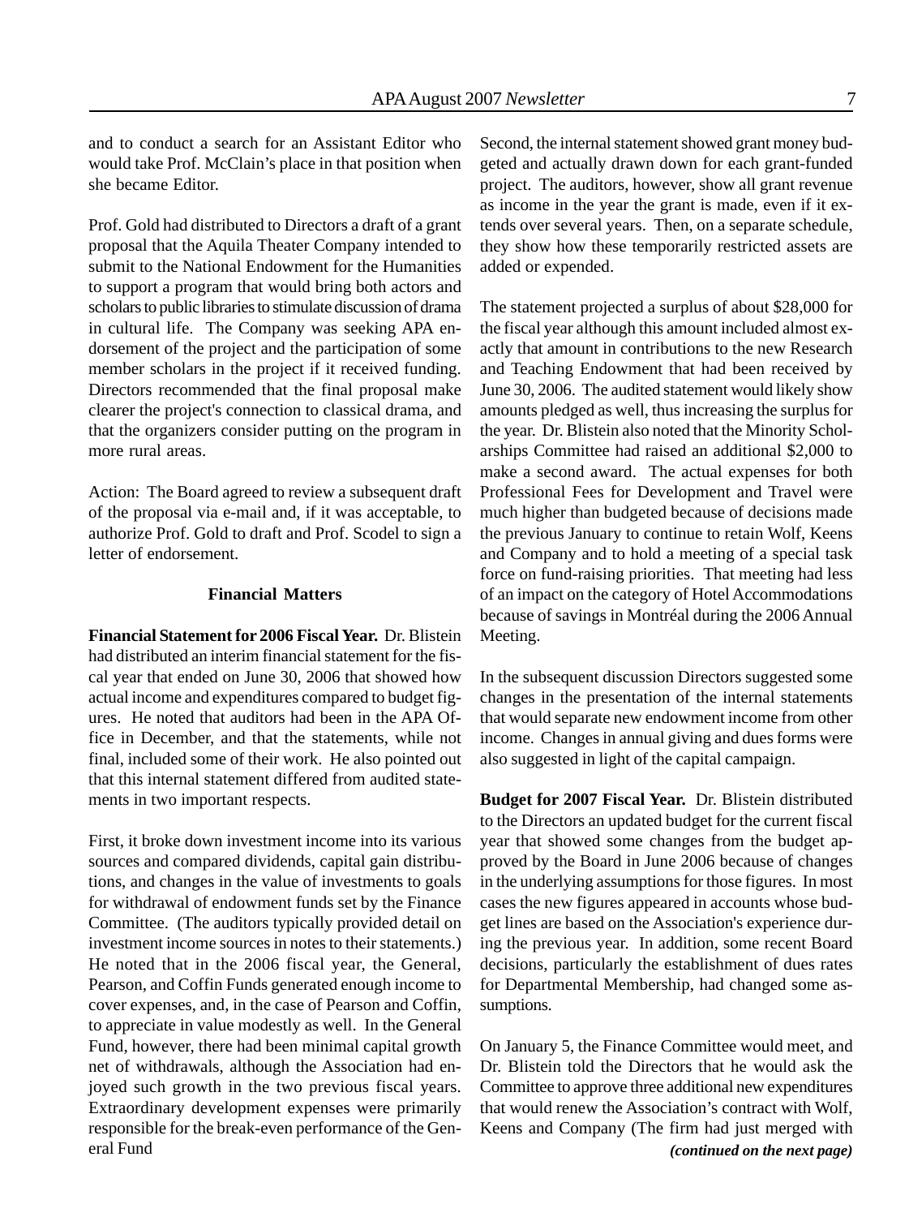and to conduct a search for an Assistant Editor who would take Prof. McClain's place in that position when she became Editor.

Prof. Gold had distributed to Directors a draft of a grant proposal that the Aquila Theater Company intended to submit to the National Endowment for the Humanities to support a program that would bring both actors and scholars to public libraries to stimulate discussion of drama in cultural life. The Company was seeking APA endorsement of the project and the participation of some member scholars in the project if it received funding. Directors recommended that the final proposal make clearer the project's connection to classical drama, and that the organizers consider putting on the program in more rural areas.

Action: The Board agreed to review a subsequent draft of the proposal via e-mail and, if it was acceptable, to authorize Prof. Gold to draft and Prof. Scodel to sign a letter of endorsement.

**Financial Matters**

**Financial Statement for 2006 Fiscal Year.** Dr. Blistein had distributed an interim financial statement for the fiscal year that ended on June 30, 2006 that showed how actual income and expenditures compared to budget figures. He noted that auditors had been in the APA Office in December, and that the statements, while not final, included some of their work. He also pointed out that this internal statement differed from audited statements in two important respects.

First, it broke down investment income into its various sources and compared dividends, capital gain distributions, and changes in the value of investments to goals for withdrawal of endowment funds set by the Finance Committee. (The auditors typically provided detail on investment income sources in notes to their statements.) He noted that in the 2006 fiscal year, the General, Pearson, and Coffin Funds generated enough income to cover expenses, and, in the case of Pearson and Coffin, to appreciate in value modestly as well. In the General Fund, however, there had been minimal capital growth net of withdrawals, although the Association had enjoyed such growth in the two previous fiscal years. Extraordinary development expenses were primarily responsible for the break-even performance of the General Fund

Second, the internal statement showed grant money budgeted and actually drawn down for each grant-funded project. The auditors, however, show all grant revenue as income in the year the grant is made, even if it extends over several years. Then, on a separate schedule, they show how these temporarily restricted assets are added or expended.

The statement projected a surplus of about $28,000 for the fiscal year although this amount included almost exactly that amount in contributions to the new Research and Teaching Endowment that had been received by June 30, 2006. The audited statement would likely show amounts pledged as well, thus increasing the surplus for the year. Dr. Blistein also noted that the Minority Scholarships Committee had raised an additional $2,000 to make a second award. The actual expenses for both Professional Fees for Development and Travel were much higher than budgeted because of decisions made the previous January to continue to retain Wolf, Keens and Company and to hold a meeting of a special task force on fund-raising priorities. That meeting had less of an impact on the category of Hotel Accommodations because of savings in Montréal during the 2006 Annual Meeting.

In the subsequent discussion Directors suggested some changes in the presentation of the internal statements that would separate new endowment income from other income. Changes in annual giving and dues forms were also suggested in light of the capital campaign.

**Budget for 2007 Fiscal Year.** Dr. Blistein distributed to the Directors an updated budget for the current fiscal year that showed some changes from the budget approved by the Board in June 2006 because of changes in the underlying assumptions for those figures. In most cases the new figures appeared in accounts whose budget lines are based on the Association's experience during the previous year. In addition, some recent Board decisions, particularly the establishment of dues rates for Departmental Membership, had changed some assumptions.

On January 5, the Finance Committee would meet, and Dr. Blistein told the Directors that he would ask the Committee to approve three additional new expenditures that would renew the Association's contract with Wolf, Keens and Company (The firm had just merged with

***(continued on the next page)***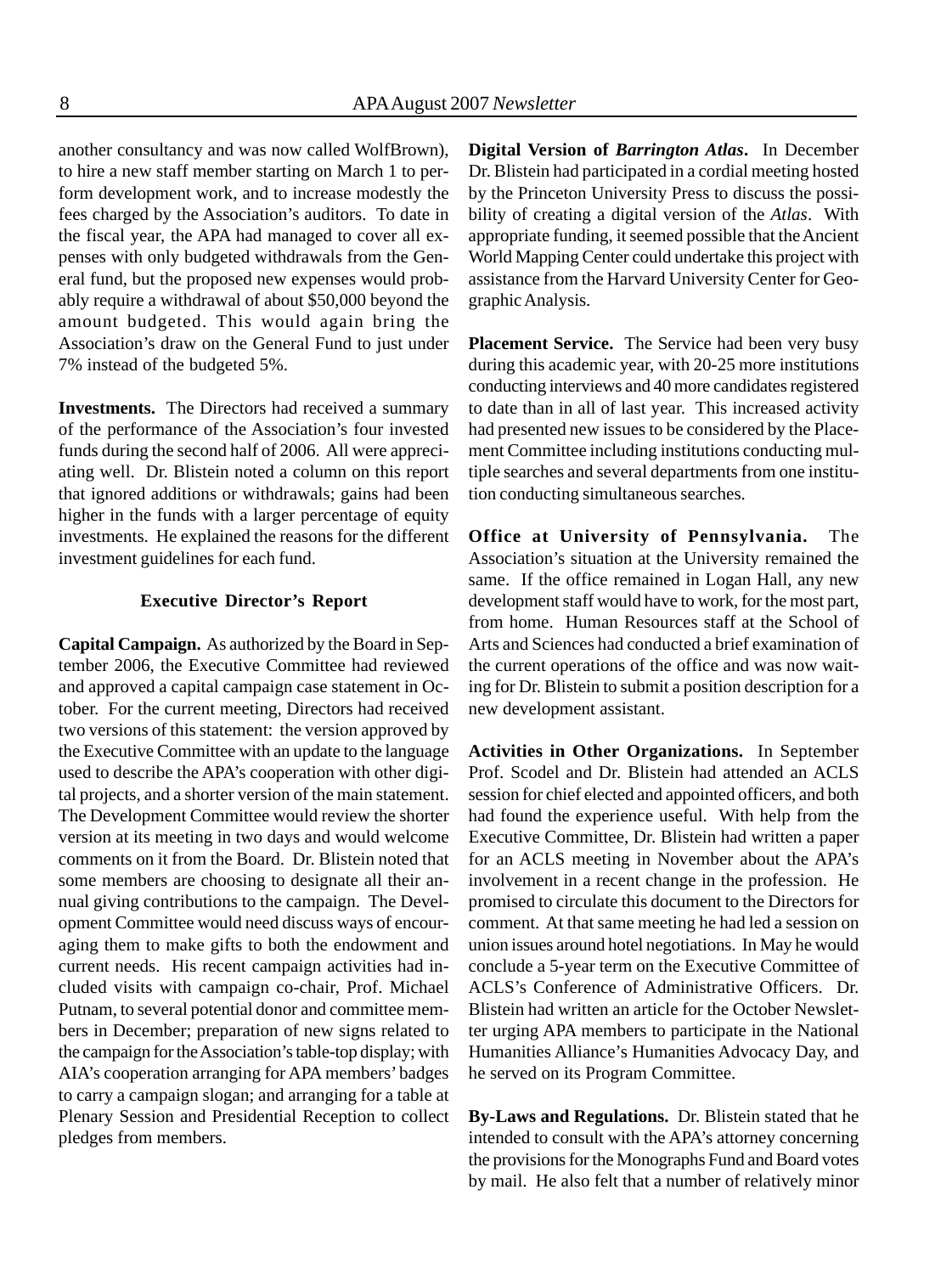another consultancy and was now called WolfBrown), to hire a new staff member starting on March 1 to perform development work, and to increase modestly the fees charged by the Association's auditors. To date in the fiscal year, the APA had managed to cover all expenses with only budgeted withdrawals from the General fund, but the proposed new expenses would probably require a withdrawal of about $50,000 beyond the amount budgeted. This would again bring the Association's draw on the General Fund to just under 7% instead of the budgeted 5%.

**Investments.** The Directors had received a summary of the performance of the Association's four invested funds during the second half of 2006. All were appreciating well. Dr. Blistein noted a column on this report that ignored additions or withdrawals; gains had been higher in the funds with a larger percentage of equity investments. He explained the reasons for the different investment guidelines for each fund.

### Executive Director's Report

**Capital Campaign.** As authorized by the Board in September 2006, the Executive Committee had reviewed and approved a capital campaign case statement in October. For the current meeting, Directors had received two versions of this statement: the version approved by the Executive Committee with an update to the language used to describe the APA's cooperation with other digital projects, and a shorter version of the main statement. The Development Committee would review the shorter version at its meeting in two days and would welcome comments on it from the Board. Dr. Blistein noted that some members are choosing to designate all their annual giving contributions to the campaign. The Development Committee would need discuss ways of encouraging them to make gifts to both the endowment and current needs. His recent campaign activities had included visits with campaign co-chair, Prof. Michael Putnam, to several potential donor and committee members in December; preparation of new signs related to the campaign for the Association's table-top display; with AIA's cooperation arranging for APA members' badges to carry a campaign slogan; and arranging for a table at Plenary Session and Presidential Reception to collect pledges from members.

**Digital Version of *Barrington Atlas*.** In December Dr. Blistein had participated in a cordial meeting hosted by the Princeton University Press to discuss the possibility of creating a digital version of the *Atlas*. With appropriate funding, it seemed possible that the Ancient World Mapping Center could undertake this project with assistance from the Harvard University Center for Geographic Analysis.

**Placement Service.** The Service had been very busy during this academic year, with 20-25 more institutions conducting interviews and 40 more candidates registered to date than in all of last year. This increased activity had presented new issues to be considered by the Placement Committee including institutions conducting multiple searches and several departments from one institution conducting simultaneous searches.

**Office at University of Pennsylvania.** The Association's situation at the University remained the same. If the office remained in Logan Hall, any new development staff would have to work, for the most part, from home. Human Resources staff at the School of Arts and Sciences had conducted a brief examination of the current operations of the office and was now waiting for Dr. Blistein to submit a position description for a new development assistant.

**Activities in Other Organizations.** In September Prof. Scodel and Dr. Blistein had attended an ACLS session for chief elected and appointed officers, and both had found the experience useful. With help from the Executive Committee, Dr. Blistein had written a paper for an ACLS meeting in November about the APA's involvement in a recent change in the profession. He promised to circulate this document to the Directors for comment. At that same meeting he had led a session on union issues around hotel negotiations. In May he would conclude a 5-year term on the Executive Committee of ACLS's Conference of Administrative Officers. Dr. Blistein had written an article for the October Newsletter urging APA members to participate in the National Humanities Alliance's Humanities Advocacy Day, and he served on its Program Committee.

**By-Laws and Regulations.** Dr. Blistein stated that he intended to consult with the APA's attorney concerning the provisions for the Monographs Fund and Board votes by mail. He also felt that a number of relatively minor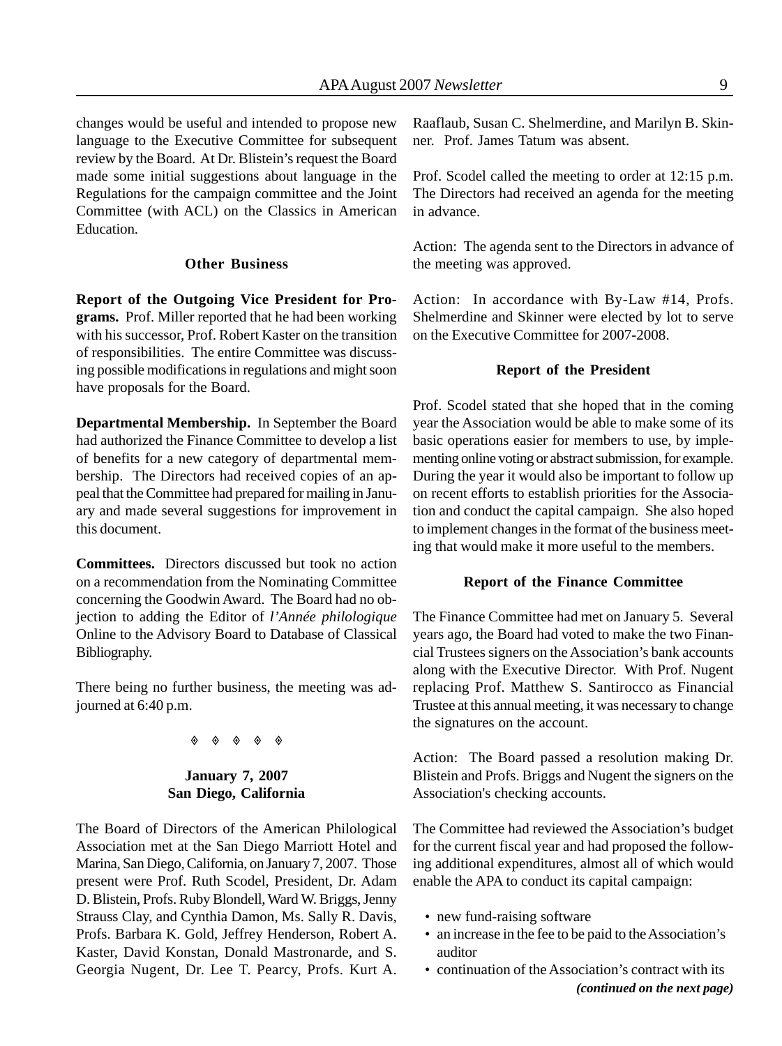changes would be useful and intended to propose new language to the Executive Committee for subsequent review by the Board. At Dr. Blistein's request the Board made some initial suggestions about language in the Regulations for the campaign committee and the Joint Committee (with ACL) on the Classics in American Education.

### Other Business

**Report of the Outgoing Vice President for Programs.** Prof. Miller reported that he had been working with his successor, Prof. Robert Kaster on the transition of responsibilities. The entire Committee was discussing possible modifications in regulations and might soon have proposals for the Board.

**Departmental Membership.** In September the Board had authorized the Finance Committee to develop a list of benefits for a new category of departmental membership. The Directors had received copies of an appeal that the Committee had prepared for mailing in January and made several suggestions for improvement in this document.

**Committees.** Directors discussed but took no action on a recommendation from the Nominating Committee concerning the Goodwin Award. The Board had no objection to adding the Editor of *l'Année philologique* Online to the Advisory Board to Database of Classical Bibliography.

There being no further business, the meeting was adjourned at 6:40 p.m.

◊ ◊ ◊ ◊ ◊

### January 7, 2007
### San Diego, California

The Board of Directors of the American Philological Association met at the San Diego Marriott Hotel and Marina, San Diego, California, on January 7, 2007. Those present were Prof. Ruth Scodel, President, Dr. Adam D. Blistein, Profs. Ruby Blondell, Ward W. Briggs, Jenny Strauss Clay, and Cynthia Damon, Ms. Sally R. Davis, Profs. Barbara K. Gold, Jeffrey Henderson, Robert A. Kaster, David Konstan, Donald Mastronarde, and S. Georgia Nugent, Dr. Lee T. Pearcy, Profs. Kurt A. Raaflaub, Susan C. Shelmerdine, and Marilyn B. Skinner. Prof. James Tatum was absent.

Prof. Scodel called the meeting to order at 12:15 p.m. The Directors had received an agenda for the meeting in advance.

Action: The agenda sent to the Directors in advance of the meeting was approved.

Action: In accordance with By-Law #14, Profs. Shelmerdine and Skinner were elected by lot to serve on the Executive Committee for 2007-2008.

### Report of the President

Prof. Scodel stated that she hoped that in the coming year the Association would be able to make some of its basic operations easier for members to use, by implementing online voting or abstract submission, for example. During the year it would also be important to follow up on recent efforts to establish priorities for the Association and conduct the capital campaign. She also hoped to implement changes in the format of the business meeting that would make it more useful to the members.

### Report of the Finance Committee

The Finance Committee had met on January 5. Several years ago, the Board had voted to make the two Financial Trustees signers on the Association's bank accounts along with the Executive Director. With Prof. Nugent replacing Prof. Matthew S. Santirocco as Financial Trustee at this annual meeting, it was necessary to change the signatures on the account.

Action: The Board passed a resolution making Dr. Blistein and Profs. Briggs and Nugent the signers on the Association's checking accounts.

The Committee had reviewed the Association's budget for the current fiscal year and had proposed the following additional expenditures, almost all of which would enable the APA to conduct its capital campaign:

- new fund-raising software
- an increase in the fee to be paid to the Association's auditor
- continuation of the Association's contract with its

***(continued on the next page)***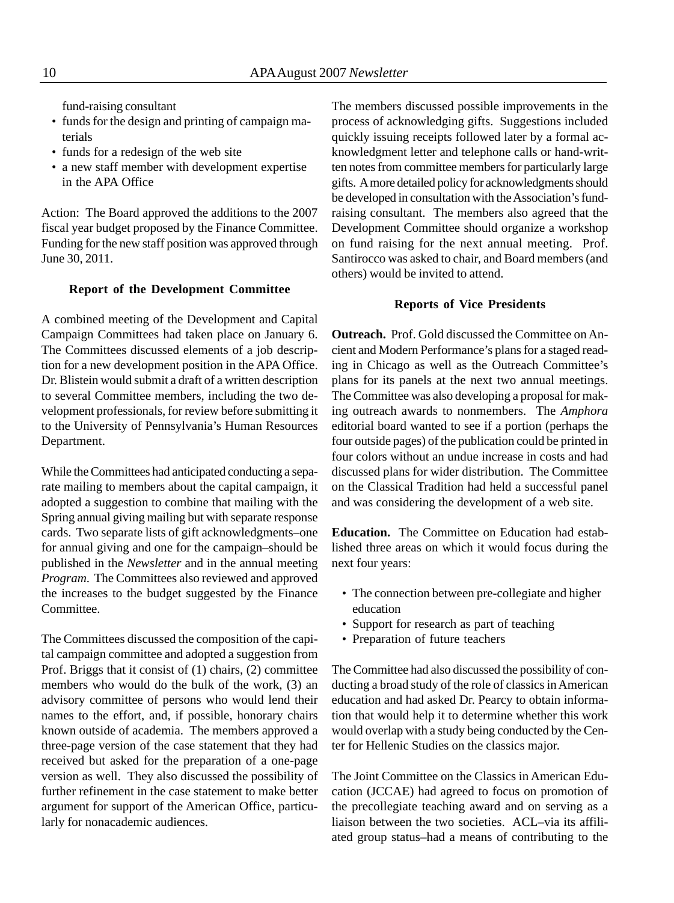fund-raising consultant

- funds for the design and printing of campaign materials
- funds for a redesign of the web site
- a new staff member with development expertise in the APA Office

Action: The Board approved the additions to the 2007 fiscal year budget proposed by the Finance Committee. Funding for the new staff position was approved through June 30, 2011.

**Report of the Development Committee**

A combined meeting of the Development and Capital Campaign Committees had taken place on January 6. The Committees discussed elements of a job description for a new development position in the APA Office. Dr. Blistein would submit a draft of a written description to several Committee members, including the two development professionals, for review before submitting it to the University of Pennsylvania's Human Resources Department.

While the Committees had anticipated conducting a separate mailing to members about the capital campaign, it adopted a suggestion to combine that mailing with the Spring annual giving mailing but with separate response cards. Two separate lists of gift acknowledgments–one for annual giving and one for the campaign–should be published in the *Newsletter* and in the annual meeting *Program*. The Committees also reviewed and approved the increases to the budget suggested by the Finance Committee.

The Committees discussed the composition of the capital campaign committee and adopted a suggestion from Prof. Briggs that it consist of (1) chairs, (2) committee members who would do the bulk of the work, (3) an advisory committee of persons who would lend their names to the effort, and, if possible, honorary chairs known outside of academia. The members approved a three-page version of the case statement that they had received but asked for the preparation of a one-page version as well. They also discussed the possibility of further refinement in the case statement to make better argument for support of the American Office, particularly for nonacademic audiences.

The members discussed possible improvements in the process of acknowledging gifts. Suggestions included quickly issuing receipts followed later by a formal acknowledgment letter and telephone calls or hand-written notes from committee members for particularly large gifts. A more detailed policy for acknowledgments should be developed in consultation with the Association's fund-raising consultant. The members also agreed that the Development Committee should organize a workshop on fund raising for the next annual meeting. Prof. Santirocco was asked to chair, and Board members (and others) would be invited to attend.

**Reports of Vice Presidents**

**Outreach.** Prof. Gold discussed the Committee on Ancient and Modern Performance's plans for a staged reading in Chicago as well as the Outreach Committee's plans for its panels at the next two annual meetings. The Committee was also developing a proposal for making outreach awards to nonmembers. The *Amphora* editorial board wanted to see if a portion (perhaps the four outside pages) of the publication could be printed in four colors without an undue increase in costs and had discussed plans for wider distribution. The Committee on the Classical Tradition had held a successful panel and was considering the development of a web site.

**Education.** The Committee on Education had established three areas on which it would focus during the next four years:

- The connection between pre-collegiate and higher education
- Support for research as part of teaching
- Preparation of future teachers

The Committee had also discussed the possibility of conducting a broad study of the role of classics in American education and had asked Dr. Pearcy to obtain information that would help it to determine whether this work would overlap with a study being conducted by the Center for Hellenic Studies on the classics major.

The Joint Committee on the Classics in American Education (JCCAE) had agreed to focus on promotion of the precollegiate teaching award and on serving as a liaison between the two societies. ACL–via its affiliated group status–had a means of contributing to the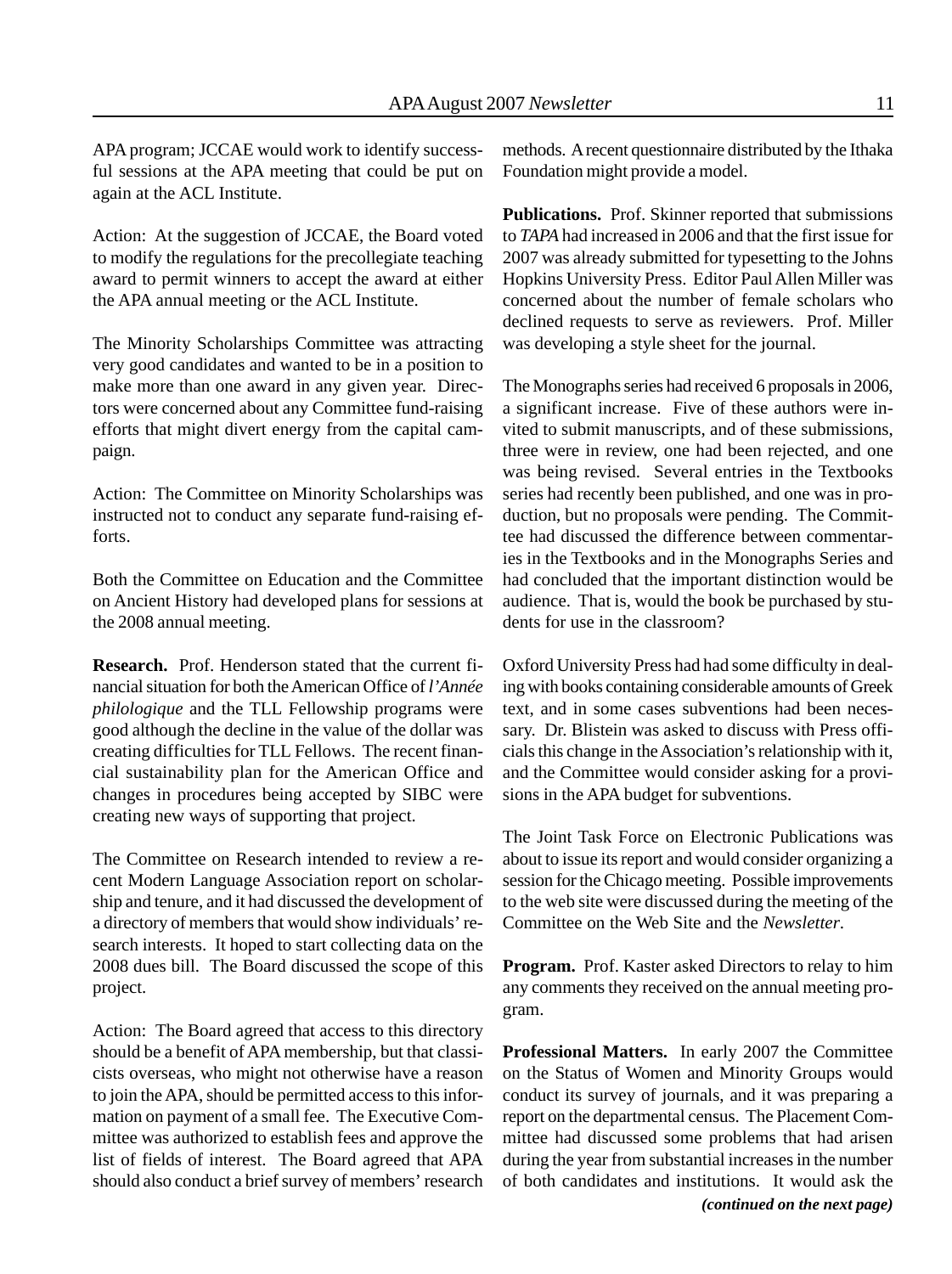APA program; JCCAE would work to identify successful sessions at the APA meeting that could be put on again at the ACL Institute.

Action: At the suggestion of JCCAE, the Board voted to modify the regulations for the precollegiate teaching award to permit winners to accept the award at either the APA annual meeting or the ACL Institute.

The Minority Scholarships Committee was attracting very good candidates and wanted to be in a position to make more than one award in any given year. Directors were concerned about any Committee fund-raising efforts that might divert energy from the capital campaign.

Action: The Committee on Minority Scholarships was instructed not to conduct any separate fund-raising efforts.

Both the Committee on Education and the Committee on Ancient History had developed plans for sessions at the 2008 annual meeting.

**Research.** Prof. Henderson stated that the current financial situation for both the American Office of *l'Année philologique* and the TLL Fellowship programs were good although the decline in the value of the dollar was creating difficulties for TLL Fellows. The recent financial sustainability plan for the American Office and changes in procedures being accepted by SIBC were creating new ways of supporting that project.

The Committee on Research intended to review a recent Modern Language Association report on scholarship and tenure, and it had discussed the development of a directory of members that would show individuals' research interests. It hoped to start collecting data on the 2008 dues bill. The Board discussed the scope of this project.

Action: The Board agreed that access to this directory should be a benefit of APA membership, but that classicists overseas, who might not otherwise have a reason to join the APA, should be permitted access to this information on payment of a small fee. The Executive Committee was authorized to establish fees and approve the list of fields of interest. The Board agreed that APA should also conduct a brief survey of members' research methods. A recent questionnaire distributed by the Ithaka Foundation might provide a model.

**Publications.** Prof. Skinner reported that submissions to *TAPA* had increased in 2006 and that the first issue for 2007 was already submitted for typesetting to the Johns Hopkins University Press. Editor Paul Allen Miller was concerned about the number of female scholars who declined requests to serve as reviewers. Prof. Miller was developing a style sheet for the journal.

The Monographs series had received 6 proposals in 2006, a significant increase. Five of these authors were invited to submit manuscripts, and of these submissions, three were in review, one had been rejected, and one was being revised. Several entries in the Textbooks series had recently been published, and one was in production, but no proposals were pending. The Committee had discussed the difference between commentaries in the Textbooks and in the Monographs Series and had concluded that the important distinction would be audience. That is, would the book be purchased by students for use in the classroom?

Oxford University Press had had some difficulty in dealing with books containing considerable amounts of Greek text, and in some cases subventions had been necessary. Dr. Blistein was asked to discuss with Press officials this change in the Association's relationship with it, and the Committee would consider asking for a provisions in the APA budget for subventions.

The Joint Task Force on Electronic Publications was about to issue its report and would consider organizing a session for the Chicago meeting. Possible improvements to the web site were discussed during the meeting of the Committee on the Web Site and the *Newsletter*.

**Program.** Prof. Kaster asked Directors to relay to him any comments they received on the annual meeting program.

**Professional Matters.** In early 2007 the Committee on the Status of Women and Minority Groups would conduct its survey of journals, and it was preparing a report on the departmental census. The Placement Committee had discussed some problems that had arisen during the year from substantial increases in the number of both candidates and institutions. It would ask the

***(continued on the next page)***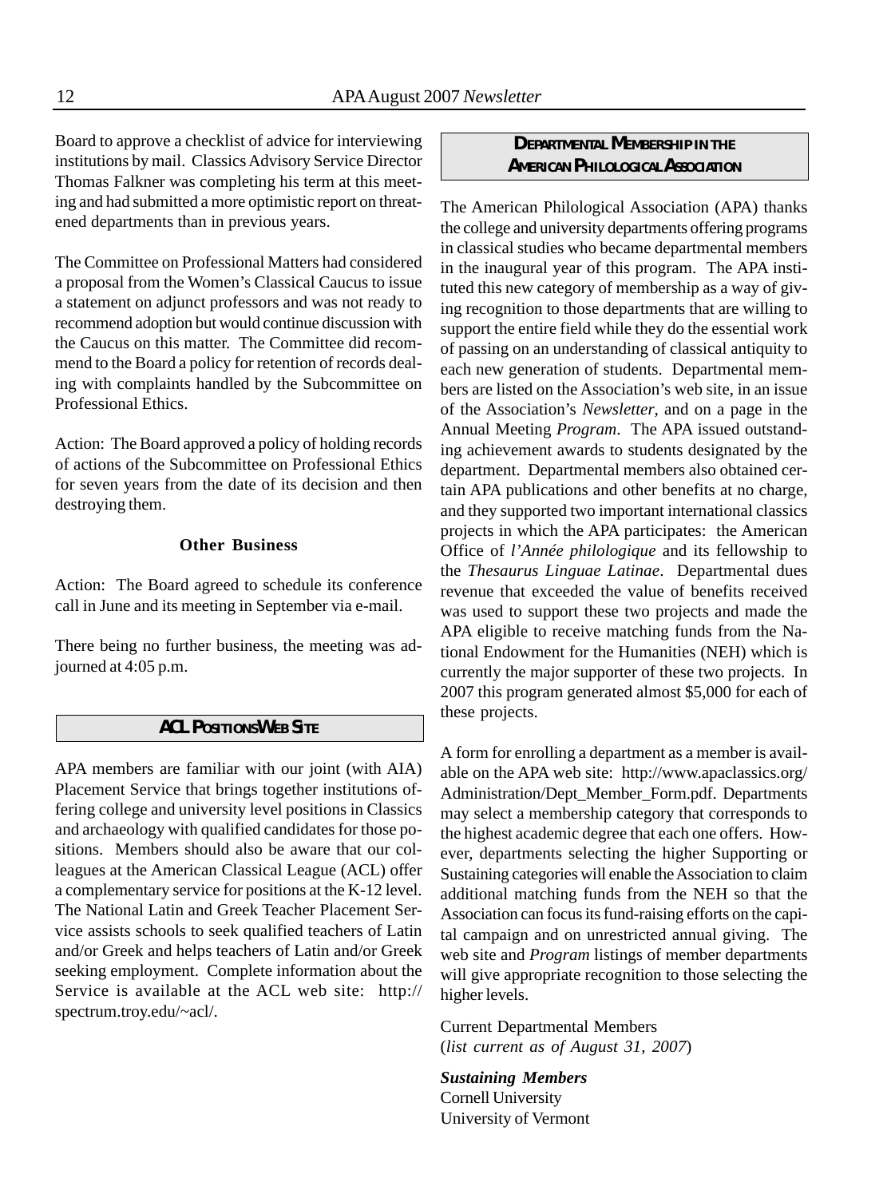Board to approve a checklist of advice for interviewing institutions by mail. Classics Advisory Service Director Thomas Falkner was completing his term at this meeting and had submitted a more optimistic report on threatened departments than in previous years.

The Committee on Professional Matters had considered a proposal from the Women's Classical Caucus to issue a statement on adjunct professors and was not ready to recommend adoption but would continue discussion with the Caucus on this matter. The Committee did recommend to the Board a policy for retention of records dealing with complaints handled by the Subcommittee on Professional Ethics.

Action: The Board approved a policy of holding records of actions of the Subcommittee on Professional Ethics for seven years from the date of its decision and then destroying them.

**Other Business**

Action: The Board agreed to schedule its conference call in June and its meeting in September via e-mail.

There being no further business, the meeting was adjourned at 4:05 p.m.

## ACL Positions Web Site

APA members are familiar with our joint (with AIA) Placement Service that brings together institutions offering college and university level positions in Classics and archaeology with qualified candidates for those positions. Members should also be aware that our colleagues at the American Classical League (ACL) offer a complementary service for positions at the K-12 level. The National Latin and Greek Teacher Placement Service assists schools to seek qualified teachers of Latin and/or Greek and helps teachers of Latin and/or Greek seeking employment. Complete information about the Service is available at the ACL web site: http://spectrum.troy.edu/~acl/.

## Departmental Membership in the American Philological Association

The American Philological Association (APA) thanks the college and university departments offering programs in classical studies who became departmental members in the inaugural year of this program. The APA instituted this new category of membership as a way of giving recognition to those departments that are willing to support the entire field while they do the essential work of passing on an understanding of classical antiquity to each new generation of students. Departmental members are listed on the Association's web site, in an issue of the Association's *Newsletter*, and on a page in the Annual Meeting *Program*. The APA issued outstanding achievement awards to students designated by the department. Departmental members also obtained certain APA publications and other benefits at no charge, and they supported two important international classics projects in which the APA participates: the American Office of *l'Année philologique* and its fellowship to the *Thesaurus Linguae Latinae*. Departmental dues revenue that exceeded the value of benefits received was used to support these two projects and made the APA eligible to receive matching funds from the National Endowment for the Humanities (NEH) which is currently the major supporter of these two projects. In 2007 this program generated almost $5,000 for each of these projects.

A form for enrolling a department as a member is available on the APA web site: http://www.apaclassics.org/Administration/Dept_Member_Form.pdf. Departments may select a membership category that corresponds to the highest academic degree that each one offers. However, departments selecting the higher Supporting or Sustaining categories will enable the Association to claim additional matching funds from the NEH so that the Association can focus its fund-raising efforts on the capital campaign and on unrestricted annual giving. The web site and *Program* listings of member departments will give appropriate recognition to those selecting the higher levels.

Current Departmental Members
(*list current as of August 31, 2007*)

***Sustaining Members***
Cornell University
University of Vermont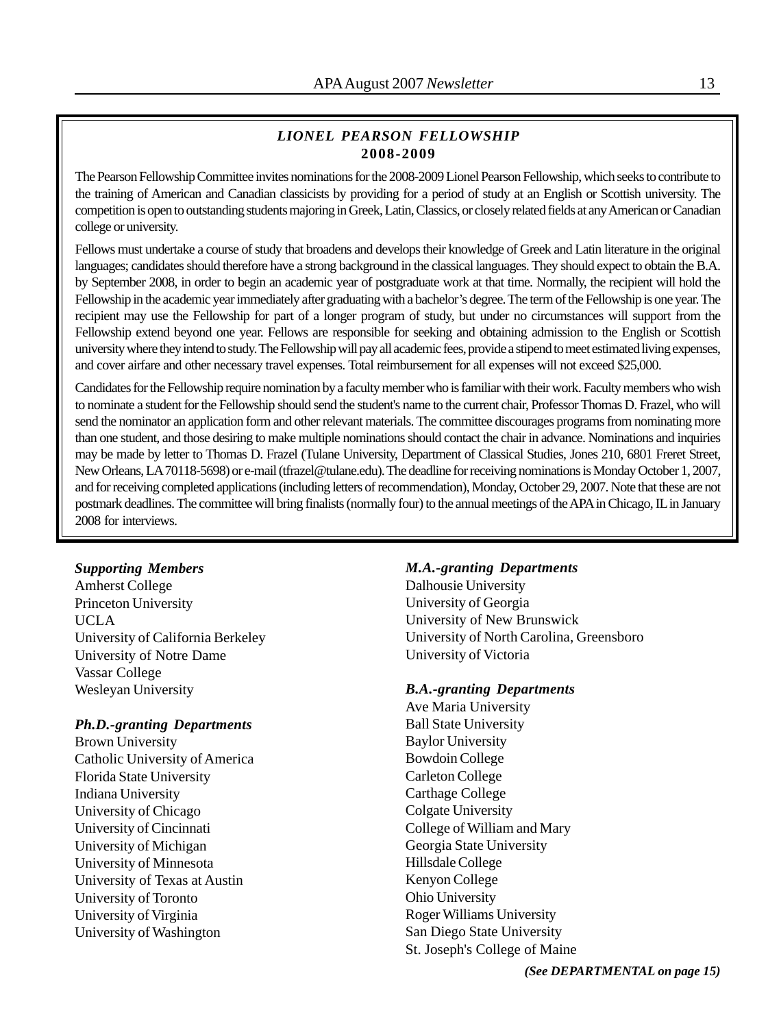## *LIONEL PEARSON FELLOWSHIP*
## 2008-2009

The Pearson Fellowship Committee invites nominations for the 2008-2009 Lionel Pearson Fellowship, which seeks to contribute to the training of American and Canadian classicists by providing for a period of study at an English or Scottish university. The competition is open to outstanding students majoring in Greek, Latin, Classics, or closely related fields at any American or Canadian college or university.

Fellows must undertake a course of study that broadens and develops their knowledge of Greek and Latin literature in the original languages; candidates should therefore have a strong background in the classical languages. They should expect to obtain the B.A. by September 2008, in order to begin an academic year of postgraduate work at that time. Normally, the recipient will hold the Fellowship in the academic year immediately after graduating with a bachelor's degree. The term of the Fellowship is one year. The recipient may use the Fellowship for part of a longer program of study, but under no circumstances will support from the Fellowship extend beyond one year. Fellows are responsible for seeking and obtaining admission to the English or Scottish university where they intend to study. The Fellowship will pay all academic fees, provide a stipend to meet estimated living expenses, and cover airfare and other necessary travel expenses. Total reimbursement for all expenses will not exceed $25,000.

Candidates for the Fellowship require nomination by a faculty member who is familiar with their work. Faculty members who wish to nominate a student for the Fellowship should send the student's name to the current chair, Professor Thomas D. Frazel, who will send the nominator an application form and other relevant materials. The committee discourages programs from nominating more than one student, and those desiring to make multiple nominations should contact the chair in advance. Nominations and inquiries may be made by letter to Thomas D. Frazel (Tulane University, Department of Classical Studies, Jones 210, 6801 Freret Street, New Orleans, LA 70118-5698) or e-mail (tfrazel@tulane.edu). The deadline for receiving nominations is Monday October 1, 2007, and for receiving completed applications (including letters of recommendation), Monday, October 29, 2007. Note that these are not postmark deadlines. The committee will bring finalists (normally four) to the annual meetings of the APA in Chicago, IL in January 2008 for interviews.

***Supporting Members***

Amherst College
Princeton University
UCLA
University of California Berkeley
University of Notre Dame
Vassar College
Wesleyan University

***Ph.D.-granting Departments***

Brown University
Catholic University of America
Florida State University
Indiana University
University of Chicago
University of Cincinnati
University of Michigan
University of Minnesota
University of Texas at Austin
University of Toronto
University of Virginia
University of Washington

***M.A.-granting Departments***

Dalhousie University
University of Georgia
University of New Brunswick
University of North Carolina, Greensboro
University of Victoria

***B.A.-granting Departments***

Ave Maria University
Ball State University
Baylor University
Bowdoin College
Carleton College
Carthage College
Colgate University
College of William and Mary
Georgia State University
Hillsdale College
Kenyon College
Ohio University
Roger Williams University
San Diego State University
St. Joseph's College of Maine

***(See DEPARTMENTAL on page 15)***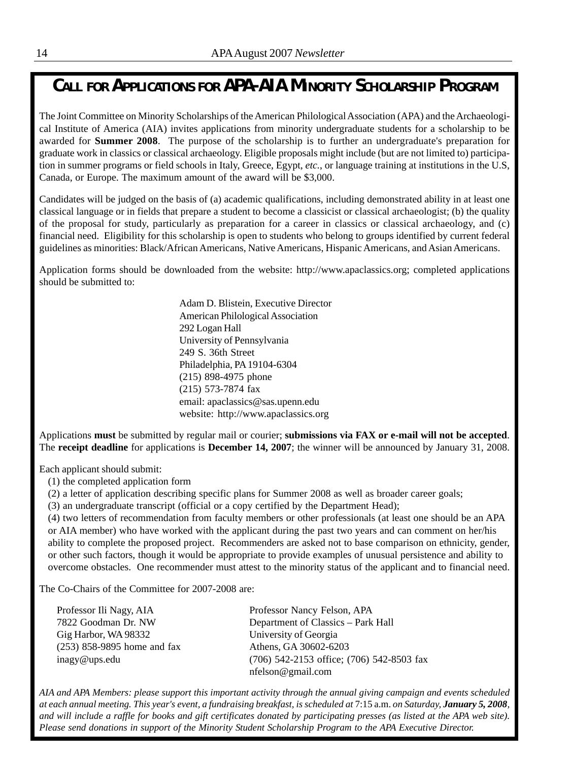# CALL FOR APPLICATIONS FOR APA-AIA MINORITY SCHOLARSHIP PROGRAM

The Joint Committee on Minority Scholarships of the American Philological Association (APA) and the Archaeological Institute of America (AIA) invites applications from minority undergraduate students for a scholarship to be awarded for **Summer 2008**. The purpose of the scholarship is to further an undergraduate's preparation for graduate work in classics or classical archaeology. Eligible proposals might include (but are not limited to) participation in summer programs or field schools in Italy, Greece, Egypt, *etc.*, or language training at institutions in the U.S, Canada, or Europe. The maximum amount of the award will be $3,000.

Candidates will be judged on the basis of (a) academic qualifications, including demonstrated ability in at least one classical language or in fields that prepare a student to become a classicist or classical archaeologist; (b) the quality of the proposal for study, particularly as preparation for a career in classics or classical archaeology, and (c) financial need. Eligibility for this scholarship is open to students who belong to groups identified by current federal guidelines as minorities: Black/African Americans, Native Americans, Hispanic Americans, and Asian Americans.

Application forms should be downloaded from the website: http://www.apaclassics.org; completed applications should be submitted to:

Adam D. Blistein, Executive Director
American Philological Association
292 Logan Hall
University of Pennsylvania
249 S. 36th Street
Philadelphia, PA 19104-6304
(215) 898-4975 phone
(215) 573-7874 fax
email: apaclassics@sas.upenn.edu
website: http://www.apaclassics.org

Applications **must** be submitted by regular mail or courier; **submissions via FAX or e-mail will not be accepted**. The **receipt deadline** for applications is **December 14, 2007**; the winner will be announced by January 31, 2008.

Each applicant should submit:

(1) the completed application form

(2) a letter of application describing specific plans for Summer 2008 as well as broader career goals;

(3) an undergraduate transcript (official or a copy certified by the Department Head);

(4) two letters of recommendation from faculty members or other professionals (at least one should be an APA or AIA member) who have worked with the applicant during the past two years and can comment on her/his ability to complete the proposed project. Recommenders are asked not to base comparison on ethnicity, gender, or other such factors, though it would be appropriate to provide examples of unusual persistence and ability to overcome obstacles. One recommender must attest to the minority status of the applicant and to financial need.

The Co-Chairs of the Committee for 2007-2008 are:

Professor Ili Nagy, AIA
7822 Goodman Dr. NW
Gig Harbor, WA 98332
(253) 858-9895 home and fax
inagy@ups.edu

Professor Nancy Felson, APA
Department of Classics – Park Hall
University of Georgia
Athens, GA 30602-6203
(706) 542-2153 office; (706) 542-8503 fax
nfelson@gmail.com

*AIA and APA Members: please support this important activity through the annual giving campaign and events scheduled at each annual meeting. This year's event, a fundraising breakfast, is scheduled at* 7:15 a.m. *on Saturday, **January 5, 2008**, and will include a raffle for books and gift certificates donated by participating presses (as listed at the APA web site). Please send donations in support of the Minority Student Scholarship Program to the APA Executive Director.*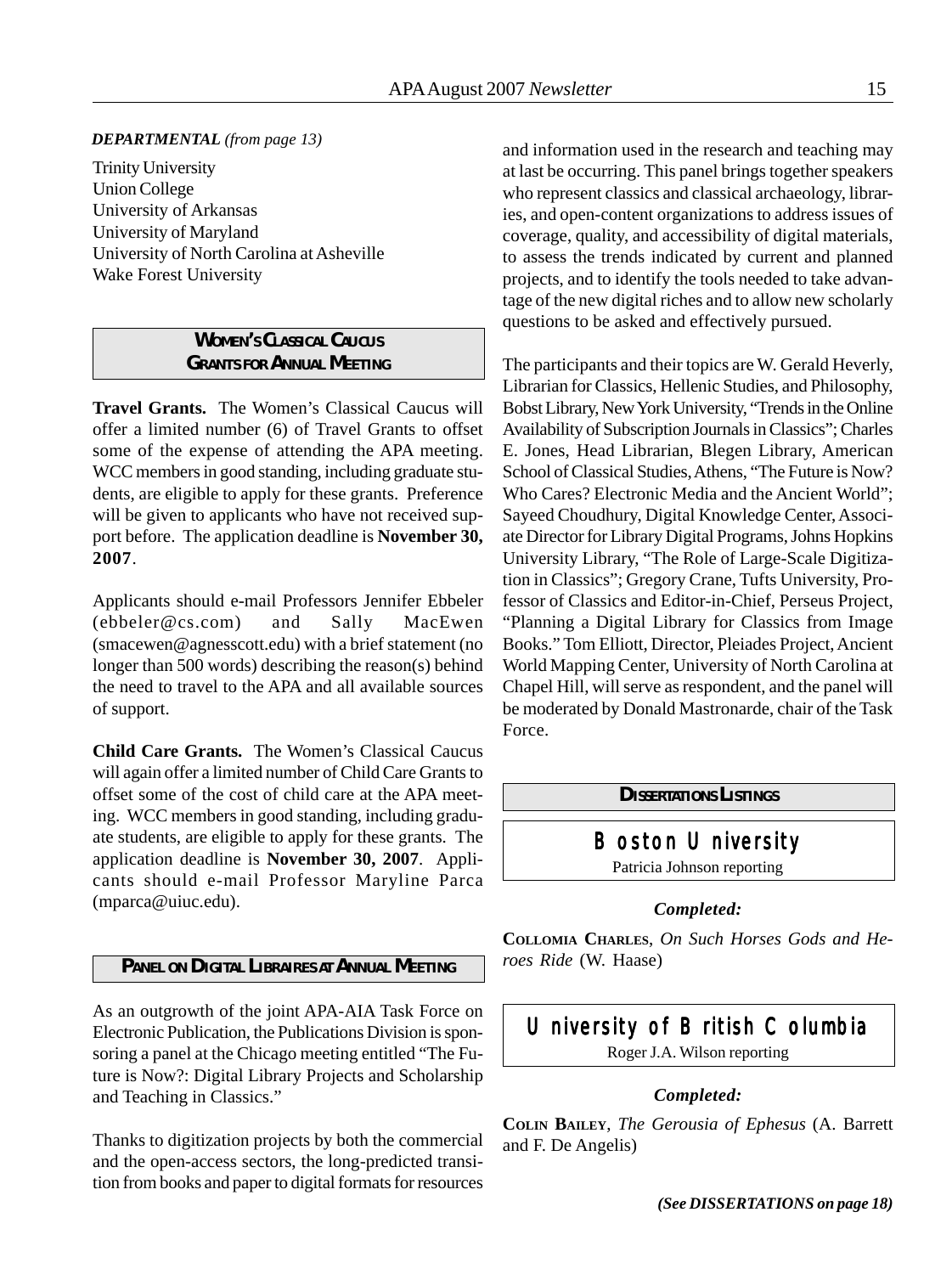***DEPARTMENTAL** (from page 13)*

Trinity University
Union College
University of Arkansas
University of Maryland
University of North Carolina at Asheville
Wake Forest University

## WOMEN'S CLASSICAL CAUCUS GRANTS FOR ANNUAL MEETING

**Travel Grants.** The Women's Classical Caucus will offer a limited number (6) of Travel Grants to offset some of the expense of attending the APA meeting. WCC members in good standing, including graduate students, are eligible to apply for these grants. Preference will be given to applicants who have not received support before. The application deadline is **November 30, 2007**.

Applicants should e-mail Professors Jennifer Ebbeler (ebbeler@cs.com) and Sally MacEwen (smacewen@agnesscott.edu) with a brief statement (no longer than 500 words) describing the reason(s) behind the need to travel to the APA and all available sources of support.

**Child Care Grants.** The Women's Classical Caucus will again offer a limited number of Child Care Grants to offset some of the cost of child care at the APA meeting. WCC members in good standing, including graduate students, are eligible to apply for these grants. The application deadline is **November 30, 2007**. Applicants should e-mail Professor Maryline Parca (mparca@uiuc.edu).

## PANEL ON DIGITAL LIBRAIRES AT ANNUAL MEETING

As an outgrowth of the joint APA-AIA Task Force on Electronic Publication, the Publications Division is sponsoring a panel at the Chicago meeting entitled "The Future is Now?: Digital Library Projects and Scholarship and Teaching in Classics."

Thanks to digitization projects by both the commercial and the open-access sectors, the long-predicted transition from books and paper to digital formats for resources and information used in the research and teaching may at last be occurring. This panel brings together speakers who represent classics and classical archaeology, libraries, and open-content organizations to address issues of coverage, quality, and accessibility of digital materials, to assess the trends indicated by current and planned projects, and to identify the tools needed to take advantage of the new digital riches and to allow new scholarly questions to be asked and effectively pursued.

The participants and their topics are W. Gerald Heverly, Librarian for Classics, Hellenic Studies, and Philosophy, Bobst Library, New York University, "Trends in the Online Availability of Subscription Journals in Classics"; Charles E. Jones, Head Librarian, Blegen Library, American School of Classical Studies, Athens, "The Future is Now? Who Cares? Electronic Media and the Ancient World"; Sayeed Choudhury, Digital Knowledge Center, Associate Director for Library Digital Programs, Johns Hopkins University Library, "The Role of Large-Scale Digitization in Classics"; Gregory Crane, Tufts University, Professor of Classics and Editor-in-Chief, Perseus Project, "Planning a Digital Library for Classics from Image Books." Tom Elliott, Director, Pleiades Project, Ancient World Mapping Center, University of North Carolina at Chapel Hill, will serve as respondent, and the panel will be moderated by Donald Mastronarde, chair of the Task Force.

## DISSERTATIONS LISTINGS

### Boston University

Patricia Johnson reporting

***Completed:***

**COLLOMIA CHARLES**, *On Such Horses Gods and Heroes Ride* (W. Haase)

### University of British Columbia

Roger J.A. Wilson reporting

***Completed:***

**COLIN BAILEY**, *The Gerousia of Ephesus* (A. Barrett and F. De Angelis)

***(See DISSERTATIONS on page 18)***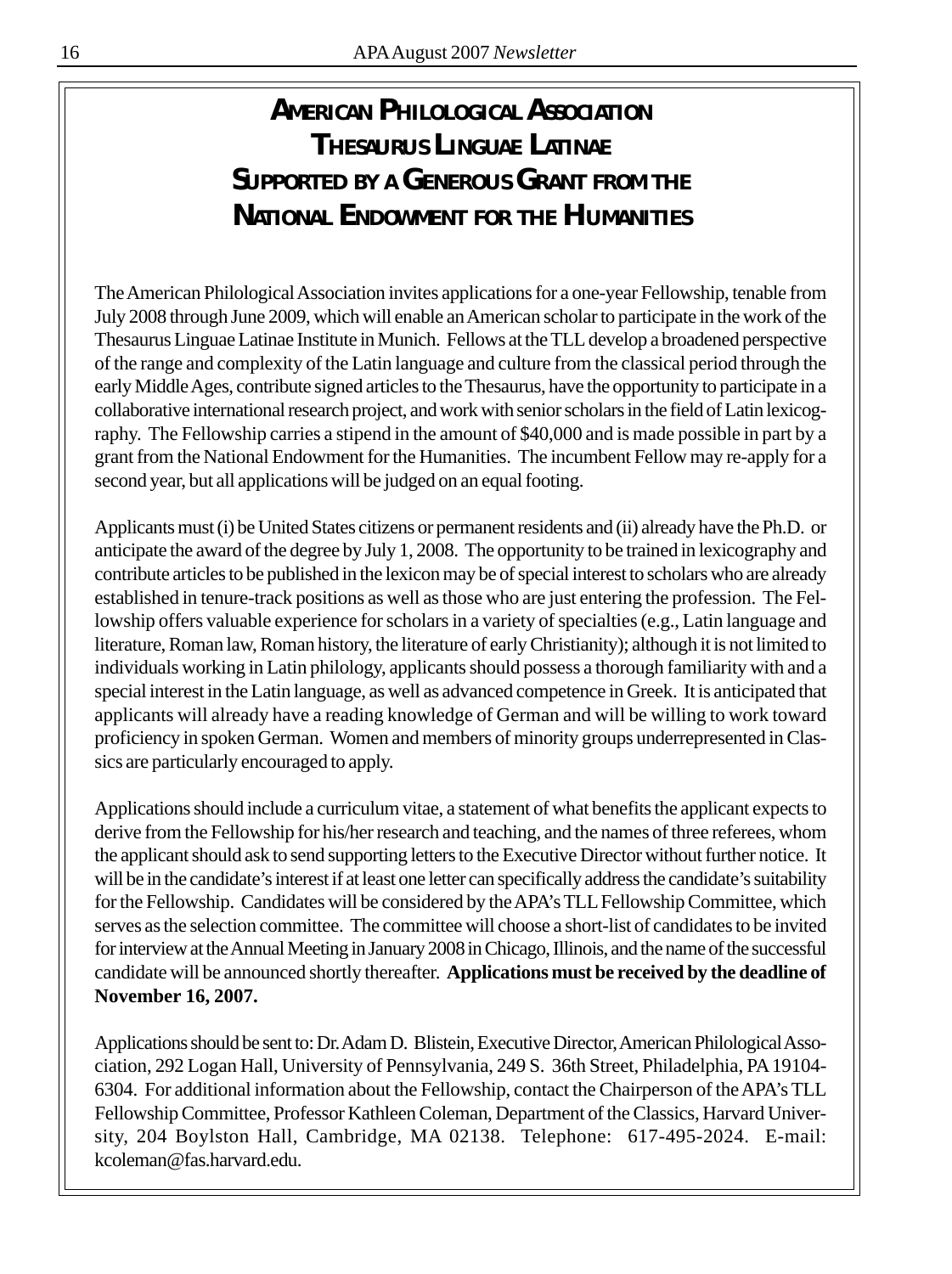# AMERICAN PHILOLOGICAL ASSOCIATION THESAURUS LINGUAE LATINAE SUPPORTED BY A GENEROUS GRANT FROM THE NATIONAL ENDOWMENT FOR THE HUMANITIES

The American Philological Association invites applications for a one-year Fellowship, tenable from July 2008 through June 2009, which will enable an American scholar to participate in the work of the Thesaurus Linguae Latinae Institute in Munich. Fellows at the TLL develop a broadened perspective of the range and complexity of the Latin language and culture from the classical period through the early Middle Ages, contribute signed articles to the Thesaurus, have the opportunity to participate in a collaborative international research project, and work with senior scholars in the field of Latin lexicography. The Fellowship carries a stipend in the amount of $40,000 and is made possible in part by a grant from the National Endowment for the Humanities. The incumbent Fellow may re-apply for a second year, but all applications will be judged on an equal footing.

Applicants must (i) be United States citizens or permanent residents and (ii) already have the Ph.D. or anticipate the award of the degree by July 1, 2008. The opportunity to be trained in lexicography and contribute articles to be published in the lexicon may be of special interest to scholars who are already established in tenure-track positions as well as those who are just entering the profession. The Fellowship offers valuable experience for scholars in a variety of specialties (e.g., Latin language and literature, Roman law, Roman history, the literature of early Christianity); although it is not limited to individuals working in Latin philology, applicants should possess a thorough familiarity with and a special interest in the Latin language, as well as advanced competence in Greek. It is anticipated that applicants will already have a reading knowledge of German and will be willing to work toward proficiency in spoken German. Women and members of minority groups underrepresented in Classics are particularly encouraged to apply.

Applications should include a curriculum vitae, a statement of what benefits the applicant expects to derive from the Fellowship for his/her research and teaching, and the names of three referees, whom the applicant should ask to send supporting letters to the Executive Director without further notice. It will be in the candidate's interest if at least one letter can specifically address the candidate's suitability for the Fellowship. Candidates will be considered by the APA's TLL Fellowship Committee, which serves as the selection committee. The committee will choose a short-list of candidates to be invited for interview at the Annual Meeting in January 2008 in Chicago, Illinois, and the name of the successful candidate will be announced shortly thereafter. **Applications must be received by the deadline of November 16, 2007.**

Applications should be sent to: Dr. Adam D. Blistein, Executive Director, American Philological Association, 292 Logan Hall, University of Pennsylvania, 249 S. 36th Street, Philadelphia, PA 19104-6304. For additional information about the Fellowship, contact the Chairperson of the APA's TLL Fellowship Committee, Professor Kathleen Coleman, Department of the Classics, Harvard University, 204 Boylston Hall, Cambridge, MA 02138. Telephone: 617-495-2024. E-mail: kcoleman@fas.harvard.edu.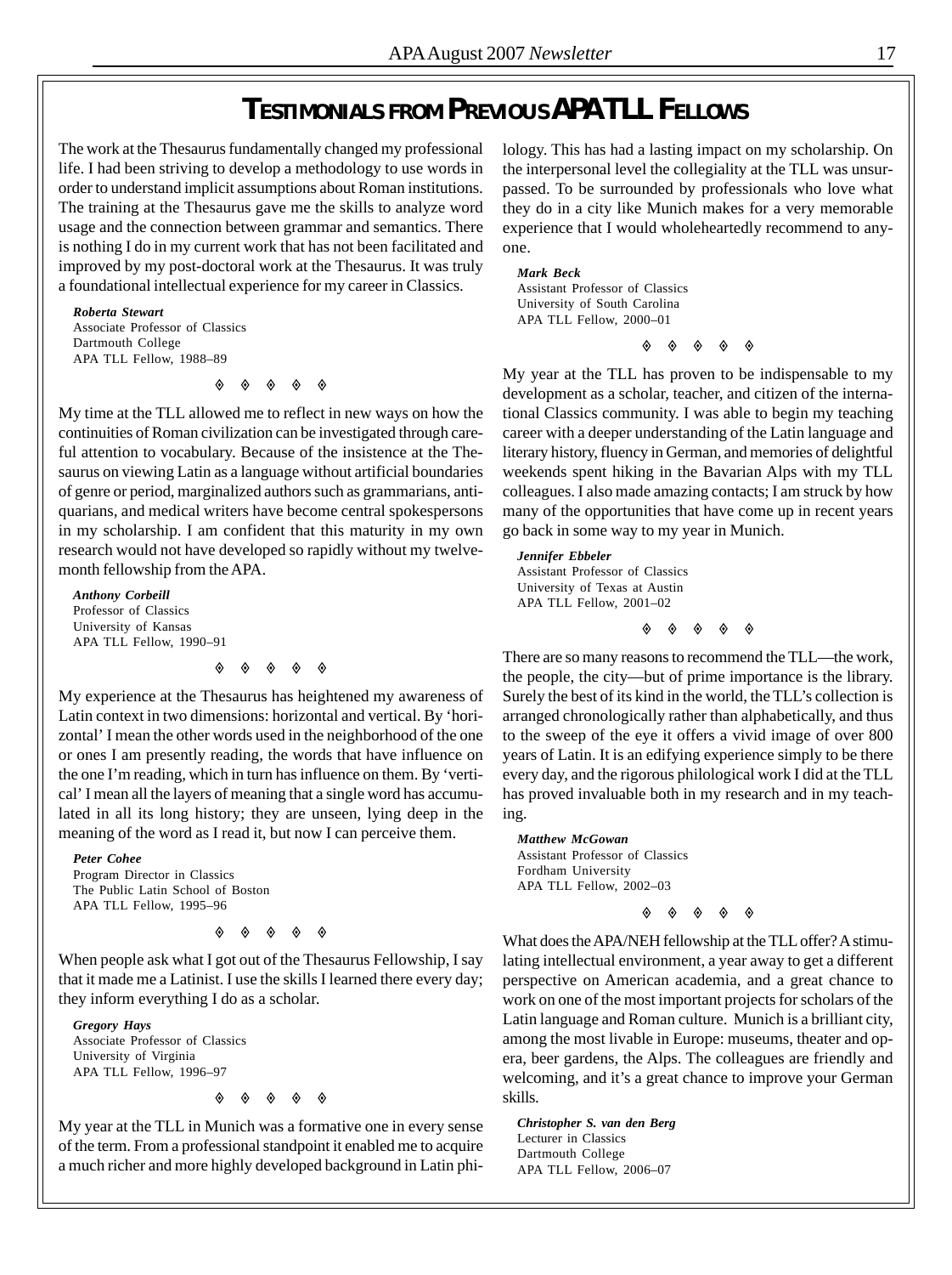# Testimonials from Previous APA TLL Fellows

The work at the Thesaurus fundamentally changed my professional life. I had been striving to develop a methodology to use words in order to understand implicit assumptions about Roman institutions. The training at the Thesaurus gave me the skills to analyze word usage and the connection between grammar and semantics. There is nothing I do in my current work that has not been facilitated and improved by my post-doctoral work at the Thesaurus. It was truly a foundational intellectual experience for my career in Classics.

***Roberta Stewart***
Associate Professor of Classics
Dartmouth College
APA TLL Fellow, 1988–89

◊ ◊ ◊ ◊ ◊

My time at the TLL allowed me to reflect in new ways on how the continuities of Roman civilization can be investigated through careful attention to vocabulary. Because of the insistence at the Thesaurus on viewing Latin as a language without artificial boundaries of genre or period, marginalized authors such as grammarians, antiquarians, and medical writers have become central spokespersons in my scholarship. I am confident that this maturity in my own research would not have developed so rapidly without my twelve-month fellowship from the APA.

***Anthony Corbeill***
Professor of Classics
University of Kansas
APA TLL Fellow, 1990–91

◊ ◊ ◊ ◊ ◊

My experience at the Thesaurus has heightened my awareness of Latin context in two dimensions: horizontal and vertical. By 'horizontal' I mean the other words used in the neighborhood of the one or ones I am presently reading, the words that have influence on the one I'm reading, which in turn has influence on them. By 'vertical' I mean all the layers of meaning that a single word has accumulated in all its long history; they are unseen, lying deep in the meaning of the word as I read it, but now I can perceive them.

***Peter Cohee***
Program Director in Classics
The Public Latin School of Boston
APA TLL Fellow, 1995–96

◊ ◊ ◊ ◊ ◊

When people ask what I got out of the Thesaurus Fellowship, I say that it made me a Latinist. I use the skills I learned there every day; they inform everything I do as a scholar.

***Gregory Hays***
Associate Professor of Classics
University of Virginia
APA TLL Fellow, 1996–97

◊ ◊ ◊ ◊ ◊

My year at the TLL in Munich was a formative one in every sense of the term. From a professional standpoint it enabled me to acquire a much richer and more highly developed background in Latin philology. This has had a lasting impact on my scholarship. On the interpersonal level the collegiality at the TLL was unsurpassed. To be surrounded by professionals who love what they do in a city like Munich makes for a very memorable experience that I would wholeheartedly recommend to anyone.

***Mark Beck***
Assistant Professor of Classics
University of South Carolina
APA TLL Fellow, 2000–01

◊ ◊ ◊ ◊ ◊

My year at the TLL has proven to be indispensable to my development as a scholar, teacher, and citizen of the international Classics community. I was able to begin my teaching career with a deeper understanding of the Latin language and literary history, fluency in German, and memories of delightful weekends spent hiking in the Bavarian Alps with my TLL colleagues. I also made amazing contacts; I am struck by how many of the opportunities that have come up in recent years go back in some way to my year in Munich.

***Jennifer Ebbeler***
Assistant Professor of Classics
University of Texas at Austin
APA TLL Fellow, 2001–02

◊ ◊ ◊ ◊ ◊

There are so many reasons to recommend the TLL—the work, the people, the city—but of prime importance is the library. Surely the best of its kind in the world, the TLL's collection is arranged chronologically rather than alphabetically, and thus to the sweep of the eye it offers a vivid image of over 800 years of Latin. It is an edifying experience simply to be there every day, and the rigorous philological work I did at the TLL has proved invaluable both in my research and in my teaching.

***Matthew McGowan***
Assistant Professor of Classics
Fordham University
APA TLL Fellow, 2002–03

◊ ◊ ◊ ◊ ◊

What does the APA/NEH fellowship at the TLL offer? A stimulating intellectual environment, a year away to get a different perspective on American academia, and a great chance to work on one of the most important projects for scholars of the Latin language and Roman culture. Munich is a brilliant city, among the most livable in Europe: museums, theater and opera, beer gardens, the Alps. The colleagues are friendly and welcoming, and it's a great chance to improve your German skills.

***Christopher S. van den Berg***
Lecturer in Classics
Dartmouth College
APA TLL Fellow, 2006–07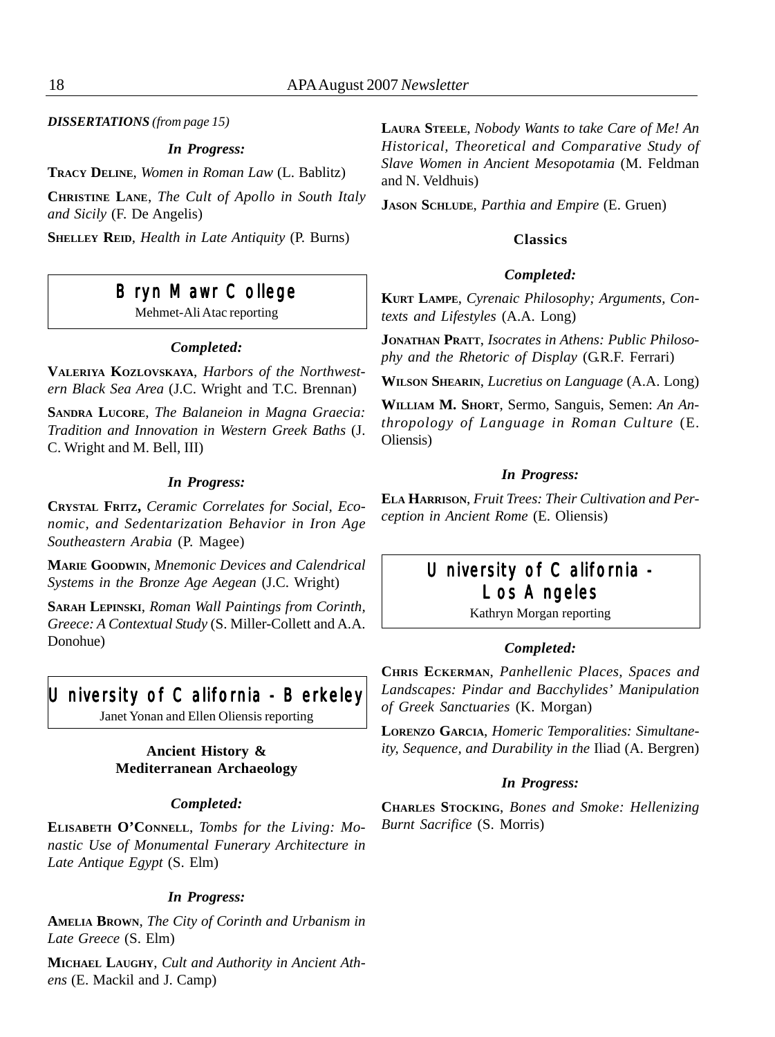***DISSERTATIONS*** *(from page 15)*

***In Progress:***

**Tracy Deline**, *Women in Roman Law* (L. Bablitz)

**Christine Lane**, *The Cult of Apollo in South Italy and Sicily* (F. De Angelis)

**Shelley Reid**, *Health in Late Antiquity* (P. Burns)

## Bryn Mawr College

Mehmet-Ali Atac reporting

***Completed:***

**Valeriya Kozlovskaya**, *Harbors of the Northwestern Black Sea Area* (J.C. Wright and T.C. Brennan)

**Sandra Lucore**, *The Balaneion in Magna Graecia: Tradition and Innovation in Western Greek Baths* (J. C. Wright and M. Bell, III)

***In Progress:***

**Crystal Fritz,** *Ceramic Correlates for Social, Economic, and Sedentarization Behavior in Iron Age Southeastern Arabia* (P. Magee)

**Marie Goodwin**, *Mnemonic Devices and Calendrical Systems in the Bronze Age Aegean* (J.C. Wright)

**Sarah Lepinski**, *Roman Wall Paintings from Corinth, Greece: A Contextual Study* (S. Miller-Collett and A.A. Donohue)

## University of California - Berkeley

Janet Yonan and Ellen Oliensis reporting

### Ancient History & Mediterranean Archaeology

***Completed:***

**Elisabeth O'Connell**, *Tombs for the Living: Monastic Use of Monumental Funerary Architecture in Late Antique Egypt* (S. Elm)

***In Progress:***

**Amelia Brown**, *The City of Corinth and Urbanism in Late Greece* (S. Elm)

**Michael Laughy**, *Cult and Authority in Ancient Athens* (E. Mackil and J. Camp)

**Laura Steele**, *Nobody Wants to take Care of Me! An Historical, Theoretical and Comparative Study of Slave Women in Ancient Mesopotamia* (M. Feldman and N. Veldhuis)

**Jason Schlude**, *Parthia and Empire* (E. Gruen)

### Classics

***Completed:***

**Kurt Lampe**, *Cyrenaic Philosophy; Arguments, Contexts and Lifestyles* (A.A. Long)

**Jonathan Pratt**, *Isocrates in Athens: Public Philosophy and the Rhetoric of Display* (G.R.F. Ferrari)

**Wilson Shearin**, *Lucretius on Language* (A.A. Long)

**William M. Short**, Sermo, Sanguis, Semen: *An Anthropology of Language in Roman Culture* (E. Oliensis)

***In Progress:***

**Ela Harrison**, *Fruit Trees: Their Cultivation and Perception in Ancient Rome* (E. Oliensis)

## University of California - Los Angeles

Kathryn Morgan reporting

***Completed:***

**Chris Eckerman**, *Panhellenic Places, Spaces and Landscapes: Pindar and Bacchylides' Manipulation of Greek Sanctuaries* (K. Morgan)

**Lorenzo Garcia**, *Homeric Temporalities: Simultaneity, Sequence, and Durability in the* Iliad (A. Bergren)

***In Progress:***

**Charles Stocking**, *Bones and Smoke: Hellenizing Burnt Sacrifice* (S. Morris)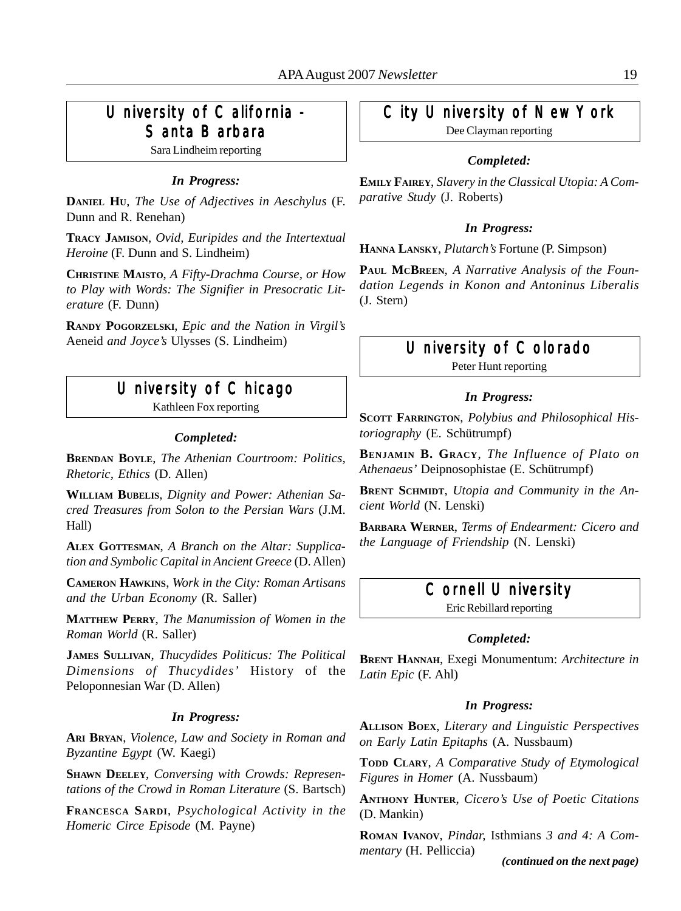## University of California - Santa Barbara

Sara Lindheim reporting

### *In Progress:*

**Daniel Hu**, *The Use of Adjectives in Aeschylus* (F. Dunn and R. Renehan)

**Tracy Jamison**, *Ovid, Euripides and the Intertextual Heroine* (F. Dunn and S. Lindheim)

**Christine Maisto**, *A Fifty-Drachma Course, or How to Play with Words: The Signifier in Presocratic Literature* (F. Dunn)

**Randy Pogorzelski**, *Epic and the Nation in Virgil's* Aeneid *and Joyce's* Ulysses (S. Lindheim)

## University of Chicago

Kathleen Fox reporting

### *Completed:*

**Brendan Boyle**, *The Athenian Courtroom: Politics, Rhetoric, Ethics* (D. Allen)

**William Bubelis**, *Dignity and Power: Athenian Sacred Treasures from Solon to the Persian Wars* (J.M. Hall)

**Alex Gottesman**, *A Branch on the Altar: Supplication and Symbolic Capital in Ancient Greece* (D. Allen)

**Cameron Hawkins**, *Work in the City: Roman Artisans and the Urban Economy* (R. Saller)

**Matthew Perry**, *The Manumission of Women in the Roman World* (R. Saller)

**James Sullivan**, *Thucydides Politicus: The Political Dimensions of Thucydides'* History of the Peloponnesian War (D. Allen)

### *In Progress:*

**Ari Bryan**, *Violence, Law and Society in Roman and Byzantine Egypt* (W. Kaegi)

**Shawn Deeley**, *Conversing with Crowds: Representations of the Crowd in Roman Literature* (S. Bartsch)

**Francesca Sardi**, *Psychological Activity in the Homeric Circe Episode* (M. Payne)

## City University of New York

Dee Clayman reporting

### *Completed:*

**Emily Fairey**, *Slavery in the Classical Utopia: A Comparative Study* (J. Roberts)

### *In Progress:*

**Hanna Lansky**, *Plutarch's* Fortune (P. Simpson)

**Paul McBreen**, *A Narrative Analysis of the Foundation Legends in Konon and Antoninus Liberalis* (J. Stern)

## University of Colorado

Peter Hunt reporting

### *In Progress:*

**Scott Farrington**, *Polybius and Philosophical Historiography* (E. Schütrumpf)

**Benjamin B. Gracy**, *The Influence of Plato on Athenaeus'* Deipnosophistae (E. Schütrumpf)

**Brent Schmidt**, *Utopia and Community in the Ancient World* (N. Lenski)

**Barbara Werner**, *Terms of Endearment: Cicero and the Language of Friendship* (N. Lenski)

## Cornell University

Eric Rebillard reporting

### *Completed:*

**Brent Hannah**, Exegi Monumentum: *Architecture in Latin Epic* (F. Ahl)

### *In Progress:*

**Allison Boex**, *Literary and Linguistic Perspectives on Early Latin Epitaphs* (A. Nussbaum)

**Todd Clary**, *A Comparative Study of Etymological Figures in Homer* (A. Nussbaum)

**Anthony Hunter**, *Cicero's Use of Poetic Citations* (D. Mankin)

**Roman Ivanov**, *Pindar,* Isthmians *3 and 4: A Commentary* (H. Pelliccia)

***(continued on the next page)***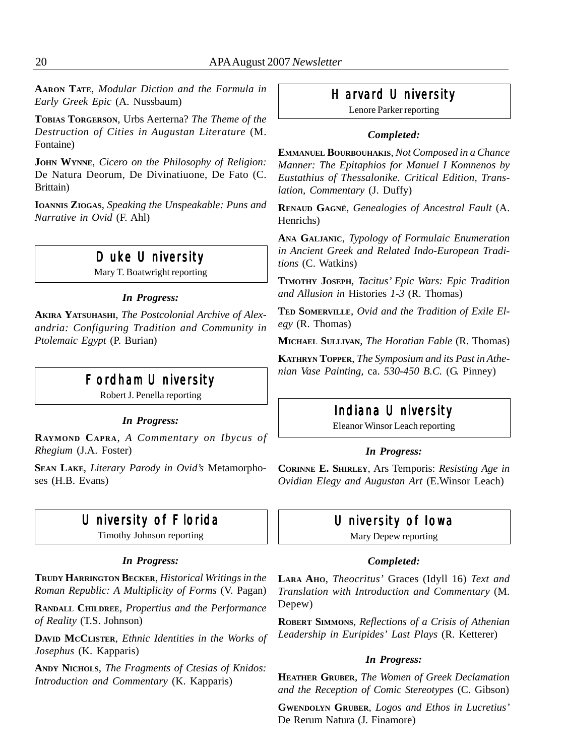**Aaron Tate**, *Modular Diction and the Formula in Early Greek Epic* (A. Nussbaum)

**Tobias Torgerson**, Urbs Aerterna? *The Theme of the Destruction of Cities in Augustan Literature* (M. Fontaine)

**John Wynne**, *Cicero on the Philosophy of Religion:* De Natura Deorum, De Divinatiuone, De Fato (C. Brittain)

**Ioannis Ziogas**, *Speaking the Unspeakable: Puns and Narrative in Ovid* (F. Ahl)

## Duke University

Mary T. Boatwright reporting

### *In Progress:*

**Akira Yatsuhashi**, *The Postcolonial Archive of Alexandria: Configuring Tradition and Community in Ptolemaic Egypt* (P. Burian)

## Fordham University

Robert J. Penella reporting

### *In Progress:*

**Raymond Capra**, *A Commentary on Ibycus of Rhegium* (J.A. Foster)

**Sean Lake**, *Literary Parody in Ovid's* Metamorphoses (H.B. Evans)

## University of Florida

Timothy Johnson reporting

### *In Progress:*

**Trudy Harrington Becker**, *Historical Writings in the Roman Republic: A Multiplicity of Forms* (V. Pagan)

**Randall Childree**, *Propertius and the Performance of Reality* (T.S. Johnson)

**David McClister**, *Ethnic Identities in the Works of Josephus* (K. Kapparis)

**Andy Nichols**, *The Fragments of Ctesias of Knidos: Introduction and Commentary* (K. Kapparis)

## Harvard University

Lenore Parker reporting

### *Completed:*

**Emmanuel Bourbouhakis**, *Not Composed in a Chance Manner: The Epitaphios for Manuel I Komnenos by Eustathius of Thessalonike. Critical Edition, Translation, Commentary* (J. Duffy)

**Renaud Gagné**, *Genealogies of Ancestral Fault* (A. Henrichs)

**Ana Galjanic**, *Typology of Formulaic Enumeration in Ancient Greek and Related Indo-European Traditions* (C. Watkins)

**Timothy Joseph**, *Tacitus' Epic Wars: Epic Tradition and Allusion in* Histories *1-3* (R. Thomas)

**Ted Somerville**, *Ovid and the Tradition of Exile Elegy* (R. Thomas)

**Michael Sullivan**, *The Horatian Fable* (R. Thomas)

**Kathryn Topper**, *The Symposium and its Past in Athenian Vase Painting,* ca. *530-450 B.C.* (G. Pinney)

## Indiana University

Eleanor Winsor Leach reporting

### *In Progress:*

**Corinne E. Shirley**, Ars Temporis: *Resisting Age in Ovidian Elegy and Augustan Art* (E.Winsor Leach)

## University of Iowa

Mary Depew reporting

### *Completed:*

**Lara Aho**, *Theocritus'* Graces (Idyll 16) *Text and Translation with Introduction and Commentary* (M. Depew)

**Robert Simmons**, *Reflections of a Crisis of Athenian Leadership in Euripides' Last Plays* (R. Ketterer)

### *In Progress:*

**Heather Gruber**, *The Women of Greek Declamation and the Reception of Comic Stereotypes* (C. Gibson)

**Gwendolyn Gruber**, *Logos and Ethos in Lucretius'* De Rerum Natura (J. Finamore)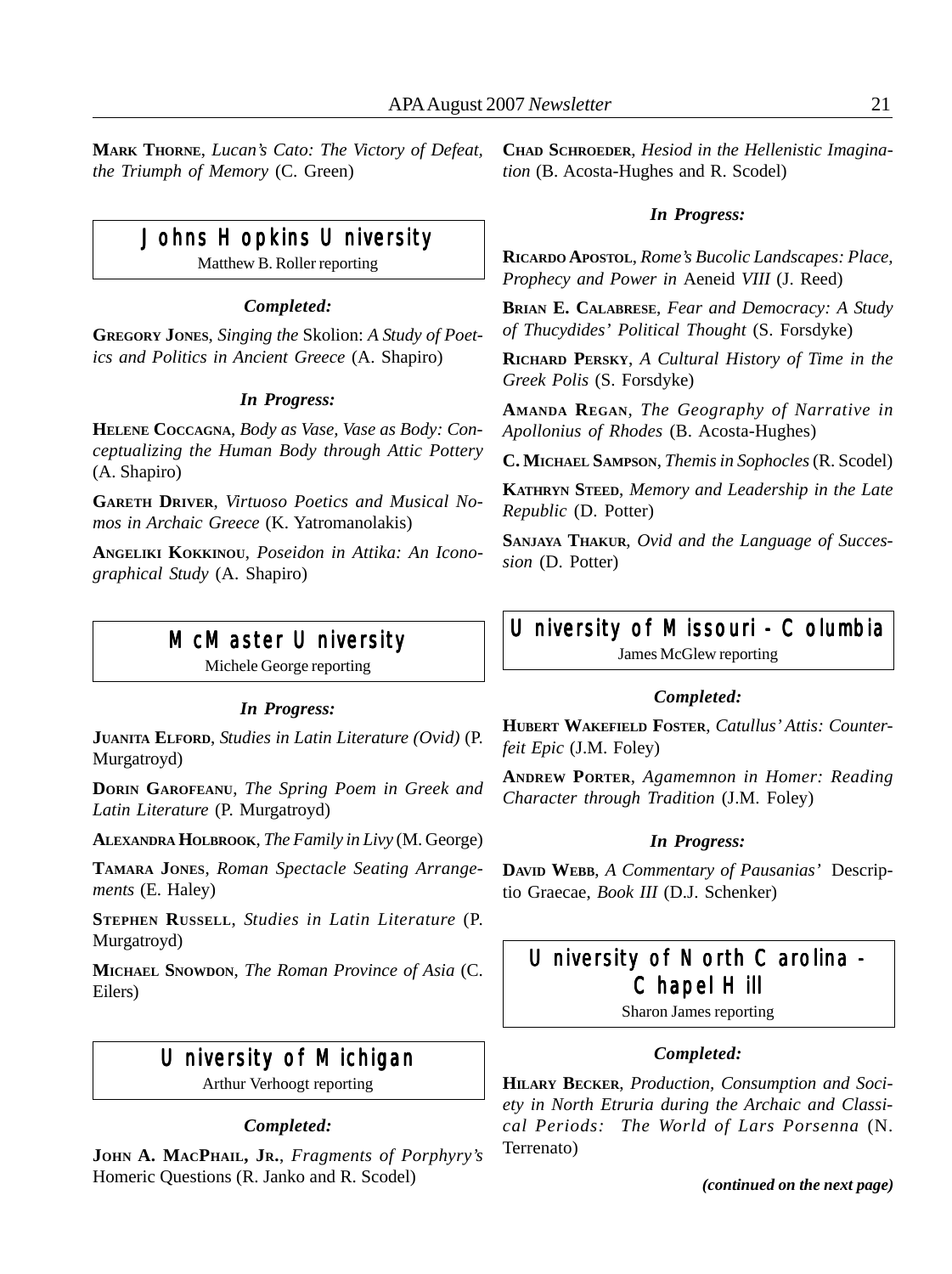**MARK THORNE**, *Lucan's Cato: The Victory of Defeat, the Triumph of Memory* (C. Green)

## Johns Hopkins University

Matthew B. Roller reporting

### *Completed:*

**GREGORY JONES**, *Singing the* Skolion: *A Study of Poetics and Politics in Ancient Greece* (A. Shapiro)

### *In Progress:*

**HELENE COCCAGNA**, *Body as Vase, Vase as Body: Conceptualizing the Human Body through Attic Pottery* (A. Shapiro)

**GARETH DRIVER**, *Virtuoso Poetics and Musical Nomos in Archaic Greece* (K. Yatromanolakis)

**ANGELIKI KOKKINOU**, *Poseidon in Attika: An Iconographical Study* (A. Shapiro)

## McMaster University

Michele George reporting

### *In Progress:*

**JUANITA ELFORD**, *Studies in Latin Literature (Ovid)* (P. Murgatroyd)

**DORIN GAROFEANU**, *The Spring Poem in Greek and Latin Literature* (P. Murgatroyd)

**ALEXANDRA HOLBROOK**, *The Family in Livy* (M. George)

**TAMARA JONES**, *Roman Spectacle Seating Arrangements* (E. Haley)

**STEPHEN RUSSELL**, *Studies in Latin Literature* (P. Murgatroyd)

**MICHAEL SNOWDON**, *The Roman Province of Asia* (C. Eilers)

## University of Michigan

Arthur Verhoogt reporting

### *Completed:*

**JOHN A. MACPHAIL, JR.**, *Fragments of Porphyry's* Homeric Questions (R. Janko and R. Scodel)

**CHAD SCHROEDER**, *Hesiod in the Hellenistic Imagination* (B. Acosta-Hughes and R. Scodel)

### *In Progress:*

**RICARDO APOSTOL**, *Rome's Bucolic Landscapes: Place, Prophecy and Power in* Aeneid *VIII* (J. Reed)

**BRIAN E. CALABRESE**, *Fear and Democracy: A Study of Thucydides' Political Thought* (S. Forsdyke)

**RICHARD PERSKY**, *A Cultural History of Time in the Greek Polis* (S. Forsdyke)

**AMANDA REGAN**, *The Geography of Narrative in Apollonius of Rhodes* (B. Acosta-Hughes)

**C. MICHAEL SAMPSON**, *Themis in Sophocles* (R. Scodel)

**KATHRYN STEED**, *Memory and Leadership in the Late Republic* (D. Potter)

**SANJAYA THAKUR**, *Ovid and the Language of Succession* (D. Potter)

## University of Missouri - Columbia

James McGlew reporting

### *Completed:*

**HUBERT WAKEFIELD FOSTER**, *Catullus' Attis: Counterfeit Epic* (J.M. Foley)

**ANDREW PORTER**, *Agamemnon in Homer: Reading Character through Tradition* (J.M. Foley)

### *In Progress:*

**DAVID WEBB**, *A Commentary of Pausanias'* Descriptio Graecae, *Book III* (D.J. Schenker)

## University of North Carolina - Chapel Hill

Sharon James reporting

### *Completed:*

**HILARY BECKER**, *Production, Consumption and Society in North Etruria during the Archaic and Classical Periods: The World of Lars Porsenna* (N. Terrenato)

***(continued on the next page)***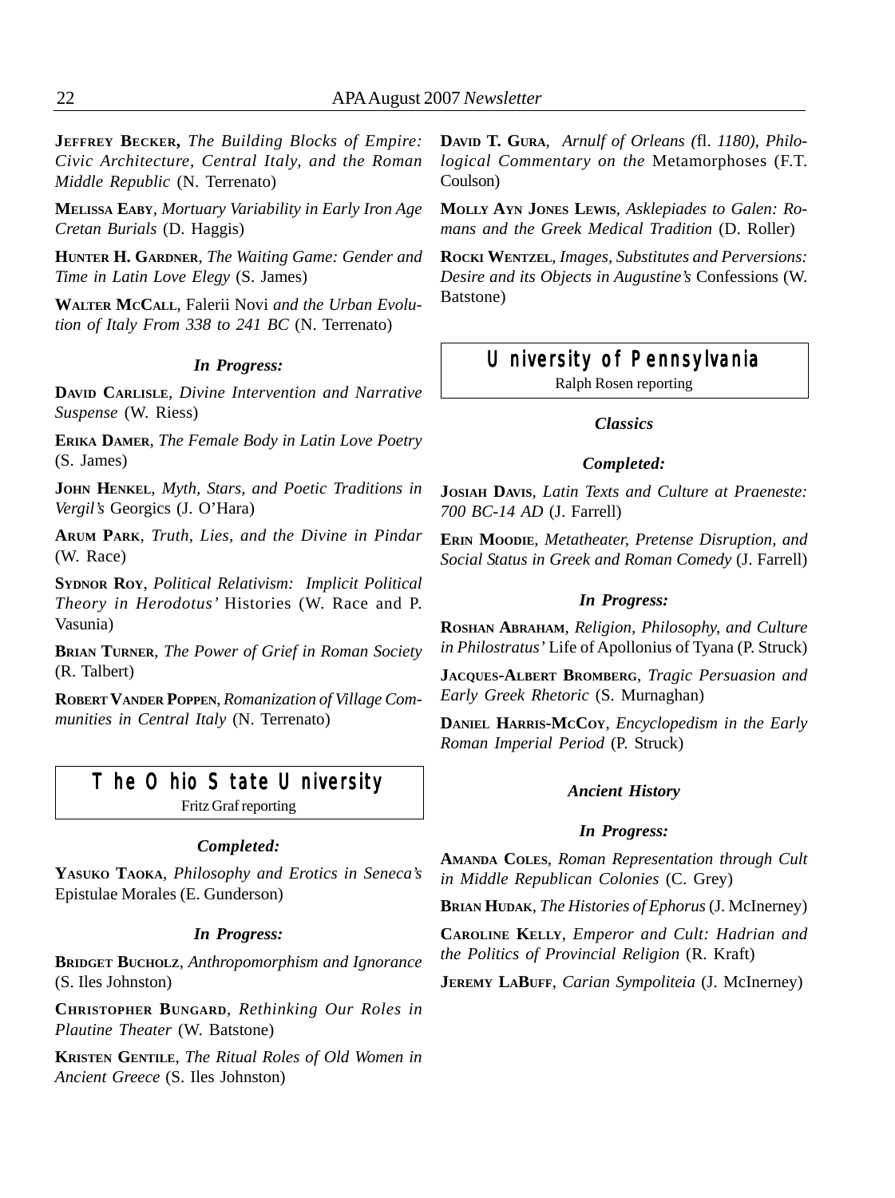**Jeffrey Becker,** *The Building Blocks of Empire: Civic Architecture, Central Italy, and the Roman Middle Republic* (N. Terrenato)

**Melissa Eaby**, *Mortuary Variability in Early Iron Age Cretan Burials* (D. Haggis)

**Hunter H. Gardner**, *The Waiting Game: Gender and Time in Latin Love Elegy* (S. James)

**Walter McCall**, Falerii Novi *and the Urban Evolution of Italy From 338 to 241 BC* (N. Terrenato)

***In Progress:***

**David Carlisle**, *Divine Intervention and Narrative Suspense* (W. Riess)

**Erika Damer**, *The Female Body in Latin Love Poetry* (S. James)

**John Henkel**, *Myth, Stars, and Poetic Traditions in Vergil's* Georgics (J. O'Hara)

**Arum Park**, *Truth, Lies, and the Divine in Pindar* (W. Race)

**Sydnor Roy**, *Political Relativism: Implicit Political Theory in Herodotus'* Histories (W. Race and P. Vasunia)

**Brian Turner**, *The Power of Grief in Roman Society* (R. Talbert)

**Robert Vander Poppen**, *Romanization of Village Communities in Central Italy* (N. Terrenato)

## The Ohio State University

Fritz Graf reporting

***Completed:***

**Yasuko Taoka**, *Philosophy and Erotics in Seneca's* Epistulae Morales (E. Gunderson)

***In Progress:***

**Bridget Bucholz**, *Anthropomorphism and Ignorance* (S. Iles Johnston)

**Christopher Bungard**, *Rethinking Our Roles in Plautine Theater* (W. Batstone)

**Kristen Gentile**, *The Ritual Roles of Old Women in Ancient Greece* (S. Iles Johnston)

**David T. Gura**, *Arnulf of Orleans (*fl. *1180), Philological Commentary on the* Metamorphoses (F.T. Coulson)

**Molly Ayn Jones Lewis**, *Asklepiades to Galen: Romans and the Greek Medical Tradition* (D. Roller)

**Rocki Wentzel**, *Images, Substitutes and Perversions: Desire and its Objects in Augustine's* Confessions (W. Batstone)

## University of Pennsylvania

Ralph Rosen reporting

***Classics***

***Completed:***

**Josiah Davis**, *Latin Texts and Culture at Praeneste: 700 BC-14 AD* (J. Farrell)

**Erin Moodie**, *Metatheater, Pretense Disruption, and Social Status in Greek and Roman Comedy* (J. Farrell)

***In Progress:***

**Roshan Abraham**, *Religion, Philosophy, and Culture in Philostratus'* Life of Apollonius of Tyana (P. Struck)

**Jacques-Albert Bromberg**, *Tragic Persuasion and Early Greek Rhetoric* (S. Murnaghan)

**Daniel Harris-McCoy**, *Encyclopedism in the Early Roman Imperial Period* (P. Struck)

***Ancient History***

***In Progress:***

**Amanda Coles**, *Roman Representation through Cult in Middle Republican Colonies* (C. Grey)

**Brian Hudak**, *The Histories of Ephorus* (J. McInerney)

**Caroline Kelly**, *Emperor and Cult: Hadrian and the Politics of Provincial Religion* (R. Kraft)

**Jeremy LaBuff**, *Carian Sympoliteia* (J. McInerney)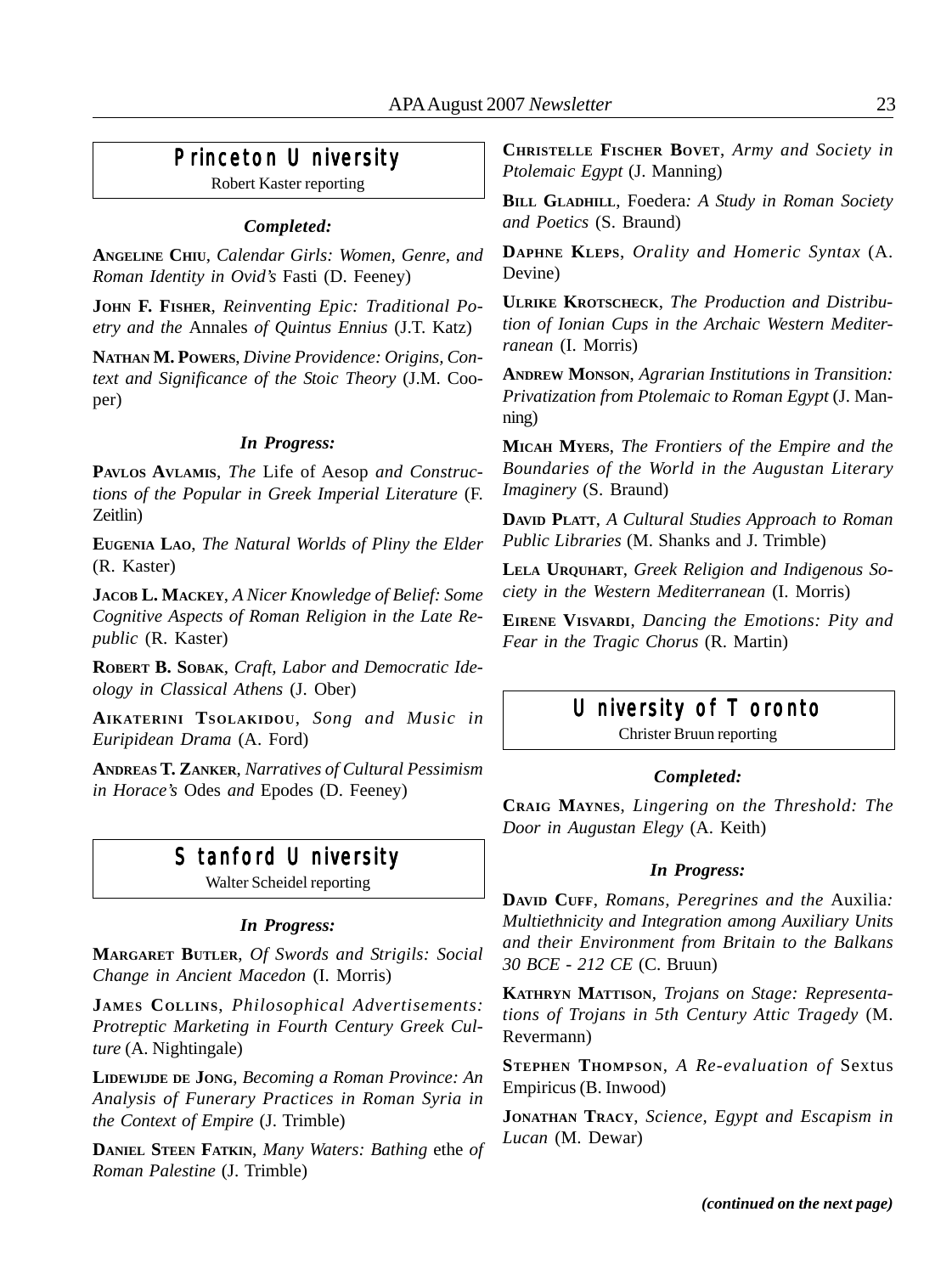## Princeton University

Robert Kaster reporting

### *Completed:*

**Angeline Chiu**, *Calendar Girls: Women, Genre, and Roman Identity in Ovid's* Fasti (D. Feeney)

**John F. Fisher**, *Reinventing Epic: Traditional Poetry and the* Annales *of Quintus Ennius* (J.T. Katz)

**Nathan M. Powers**, *Divine Providence: Origins, Context and Significance of the Stoic Theory* (J.M. Cooper)

### *In Progress:*

**Pavlos Avlamis**, *The* Life of Aesop *and Constructions of the Popular in Greek Imperial Literature* (F. Zeitlin)

**Eugenia Lao**, *The Natural Worlds of Pliny the Elder* (R. Kaster)

**Jacob L. Mackey**, *A Nicer Knowledge of Belief: Some Cognitive Aspects of Roman Religion in the Late Republic* (R. Kaster)

**Robert B. Sobak**, *Craft, Labor and Democratic Ideology in Classical Athens* (J. Ober)

**Aikaterini Tsolakidou**, *Song and Music in Euripidean Drama* (A. Ford)

**Andreas T. Zanker**, *Narratives of Cultural Pessimism in Horace's* Odes *and* Epodes (D. Feeney)

## Stanford University

Walter Scheidel reporting

### *In Progress:*

**Margaret Butler**, *Of Swords and Strigils: Social Change in Ancient Macedon* (I. Morris)

**James Collins**, *Philosophical Advertisements: Protreptic Marketing in Fourth Century Greek Culture* (A. Nightingale)

**Lidewijde de Jong**, *Becoming a Roman Province: An Analysis of Funerary Practices in Roman Syria in the Context of Empire* (J. Trimble)

**Daniel Steen Fatkin**, *Many Waters: Bathing* ethe *of Roman Palestine* (J. Trimble)

**Christelle Fischer Bovet**, *Army and Society in Ptolemaic Egypt* (J. Manning)

**Bill Gladhill**, Foedera*: A Study in Roman Society and Poetics* (S. Braund)

**Daphne Kleps**, *Orality and Homeric Syntax* (A. Devine)

**Ulrike Krotscheck**, *The Production and Distribution of Ionian Cups in the Archaic Western Mediterranean* (I. Morris)

**Andrew Monson**, *Agrarian Institutions in Transition: Privatization from Ptolemaic to Roman Egypt* (J. Manning)

**Micah Myers**, *The Frontiers of the Empire and the Boundaries of the World in the Augustan Literary Imaginery* (S. Braund)

**David Platt**, *A Cultural Studies Approach to Roman Public Libraries* (M. Shanks and J. Trimble)

**Lela Urquhart**, *Greek Religion and Indigenous Society in the Western Mediterranean* (I. Morris)

**Eirene Visvardi**, *Dancing the Emotions: Pity and Fear in the Tragic Chorus* (R. Martin)

## University of Toronto

Christer Bruun reporting

### *Completed:*

**Craig Maynes**, *Lingering on the Threshold: The Door in Augustan Elegy* (A. Keith)

### *In Progress:*

**David Cuff**, *Romans, Peregrines and the* Auxilia*: Multiethnicity and Integration among Auxiliary Units and their Environment from Britain to the Balkans 30 BCE - 212 CE* (C. Bruun)

**Kathryn Mattison**, *Trojans on Stage: Representations of Trojans in 5th Century Attic Tragedy* (M. Revermann)

**Stephen Thompson**, *A Re-evaluation of* Sextus Empiricus (B. Inwood)

**Jonathan Tracy**, *Science, Egypt and Escapism in Lucan* (M. Dewar)

***(continued on the next page)***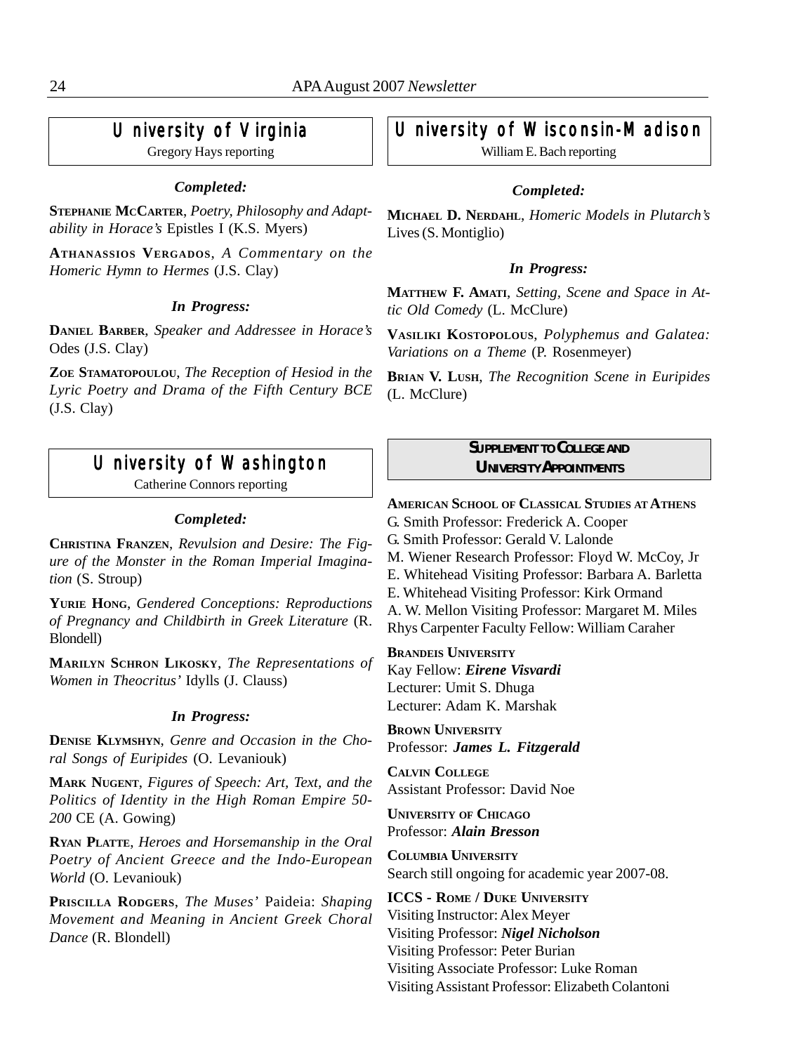## University of Virginia

Gregory Hays reporting

### *Completed:*

**Stephanie McCarter**, *Poetry, Philosophy and Adaptability in Horace's* Epistles I (K.S. Myers)

**Athanassios Vergados**, *A Commentary on the Homeric Hymn to Hermes* (J.S. Clay)

### *In Progress:*

**Daniel Barber**, *Speaker and Addressee in Horace's* Odes (J.S. Clay)

**Zoe Stamatopoulou**, *The Reception of Hesiod in the Lyric Poetry and Drama of the Fifth Century BCE* (J.S. Clay)

## University of Washington

Catherine Connors reporting

### *Completed:*

**Christina Franzen**, *Revulsion and Desire: The Figure of the Monster in the Roman Imperial Imagination* (S. Stroup)

**Yurie Hong**, *Gendered Conceptions: Reproductions of Pregnancy and Childbirth in Greek Literature* (R. Blondell)

**Marilyn Schron Likosky**, *The Representations of Women in Theocritus'* Idylls (J. Clauss)

### *In Progress:*

**Denise Klymshyn**, *Genre and Occasion in the Choral Songs of Euripides* (O. Levaniouk)

**Mark Nugent**, *Figures of Speech: Art, Text, and the Politics of Identity in the High Roman Empire 50-200* CE (A. Gowing)

**Ryan Platte**, *Heroes and Horsemanship in the Oral Poetry of Ancient Greece and the Indo-European World* (O. Levaniouk)

**Priscilla Rodgers**, *The Muses'* Paideia: *Shaping Movement and Meaning in Ancient Greek Choral Dance* (R. Blondell)

## University of Wisconsin-Madison

William E. Bach reporting

### *Completed:*

**Michael D. Nerdahl**, *Homeric Models in Plutarch's* Lives (S. Montiglio)

### *In Progress:*

**Matthew F. Amati**, *Setting, Scene and Space in Attic Old Comedy* (L. McClure)

**Vasiliki Kostopolous**, *Polyphemus and Galatea: Variations on a Theme* (P. Rosenmeyer)

**Brian V. Lush**, *The Recognition Scene in Euripides* (L. McClure)

## Supplement to College and University Appointments

**American School of Classical Studies at Athens**
G. Smith Professor: Frederick A. Cooper
G. Smith Professor: Gerald V. Lalonde
M. Wiener Research Professor: Floyd W. McCoy, Jr
E. Whitehead Visiting Professor: Barbara A. Barletta
E. Whitehead Visiting Professor: Kirk Ormand
A. W. Mellon Visiting Professor: Margaret M. Miles
Rhys Carpenter Faculty Fellow: William Caraher

**Brandeis University**
Kay Fellow: ***Eirene Visvardi***
Lecturer: Umit S. Dhuga
Lecturer: Adam K. Marshak

**Brown University**
Professor: ***James L. Fitzgerald***

**Calvin College**
Assistant Professor: David Noe

**University of Chicago**
Professor: ***Alain Bresson***

**Columbia University**
Search still ongoing for academic year 2007-08.

**ICCS - Rome / Duke University**
Visiting Instructor: Alex Meyer
Visiting Professor: ***Nigel Nicholson***
Visiting Professor: Peter Burian
Visiting Associate Professor: Luke Roman
Visiting Assistant Professor: Elizabeth Colantoni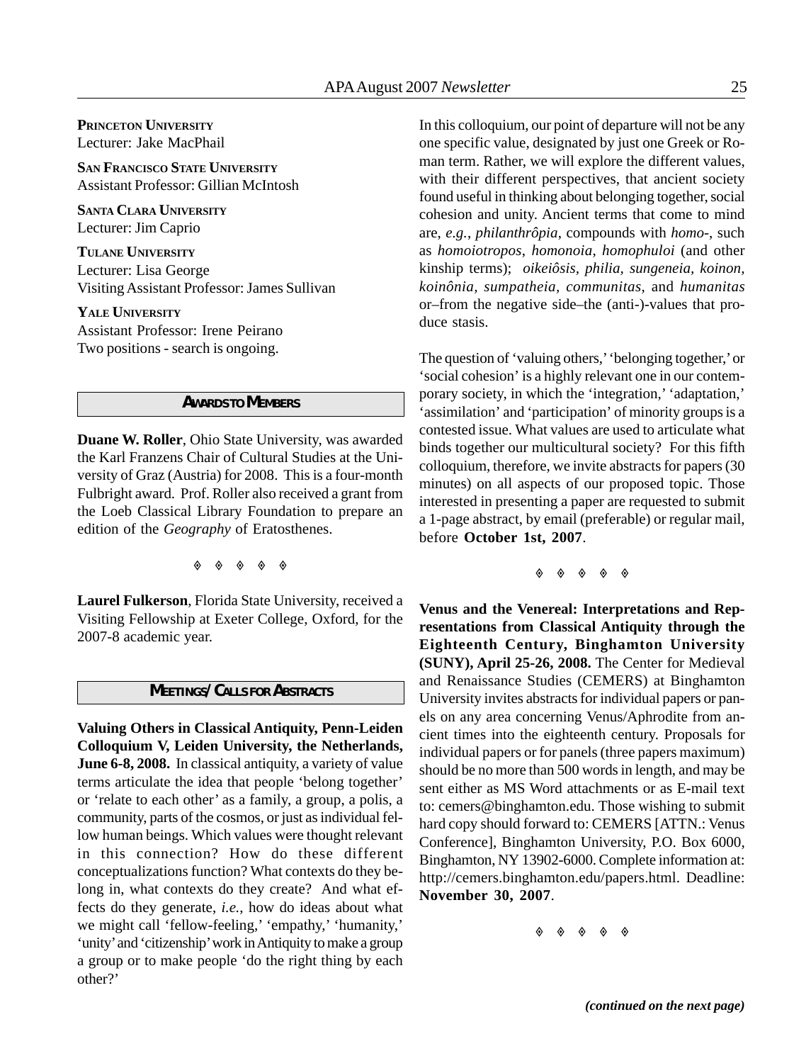**Princeton University**
Lecturer: Jake MacPhail

**San Francisco State University**
Assistant Professor: Gillian McIntosh

**Santa Clara University**
Lecturer: Jim Caprio

**Tulane University**
Lecturer: Lisa George
Visiting Assistant Professor: James Sullivan

**Yale University**
Assistant Professor: Irene Peirano
Two positions - search is ongoing.

## Awards to Members

**Duane W. Roller**, Ohio State University, was awarded the Karl Franzens Chair of Cultural Studies at the University of Graz (Austria) for 2008. This is a four-month Fulbright award. Prof. Roller also received a grant from the Loeb Classical Library Foundation to prepare an edition of the *Geography* of Eratosthenes.

◊ ◊ ◊ ◊ ◊

**Laurel Fulkerson**, Florida State University, received a Visiting Fellowship at Exeter College, Oxford, for the 2007-8 academic year.

## Meetings/ Calls for Abstracts

**Valuing Others in Classical Antiquity, Penn-Leiden Colloquium V, Leiden University, the Netherlands, June 6-8, 2008.** In classical antiquity, a variety of value terms articulate the idea that people 'belong together' or 'relate to each other' as a family, a group, a polis, a community, parts of the cosmos, or just as individual fellow human beings. Which values were thought relevant in this connection? How do these different conceptualizations function? What contexts do they belong in, what contexts do they create? And what effects do they generate, *i.e.*, how do ideas about what we might call 'fellow-feeling,' 'empathy,' 'humanity,' 'unity' and 'citizenship' work in Antiquity to make a group a group or to make people 'do the right thing by each other?'

In this colloquium, our point of departure will not be any one specific value, designated by just one Greek or Roman term. Rather, we will explore the different values, with their different perspectives, that ancient society found useful in thinking about belonging together, social cohesion and unity. Ancient terms that come to mind are, *e.g.*, *philanthrôpia*, compounds with *homo-*, such as *homoiotropos*, *homonoia*, *homophuloi* (and other kinship terms); *oikeiôsis*, *philia*, *sungeneia*, *koinon*, *koinônia*, *sumpatheia*, *communitas*, and *humanitas* or–from the negative side–the (anti-)-values that produce stasis.

The question of 'valuing others,' 'belonging together,' or 'social cohesion' is a highly relevant one in our contemporary society, in which the 'integration,' 'adaptation,' 'assimilation' and 'participation' of minority groups is a contested issue. What values are used to articulate what binds together our multicultural society? For this fifth colloquium, therefore, we invite abstracts for papers (30 minutes) on all aspects of our proposed topic. Those interested in presenting a paper are requested to submit a 1-page abstract, by email (preferable) or regular mail, before **October 1st, 2007**.

◊ ◊ ◊ ◊ ◊

**Venus and the Venereal: Interpretations and Representations from Classical Antiquity through the Eighteenth Century, Binghamton University (SUNY), April 25-26, 2008.** The Center for Medieval and Renaissance Studies (CEMERS) at Binghamton University invites abstracts for individual papers or panels on any area concerning Venus/Aphrodite from ancient times into the eighteenth century. Proposals for individual papers or for panels (three papers maximum) should be no more than 500 words in length, and may be sent either as MS Word attachments or as E-mail text to: cemers@binghamton.edu. Those wishing to submit hard copy should forward to: CEMERS [ATTN.: Venus Conference], Binghamton University, P.O. Box 6000, Binghamton, NY 13902-6000. Complete information at: http://cemers.binghamton.edu/papers.html. Deadline: **November 30, 2007**.

◊ ◊ ◊ ◊ ◊

***(continued on the next page)***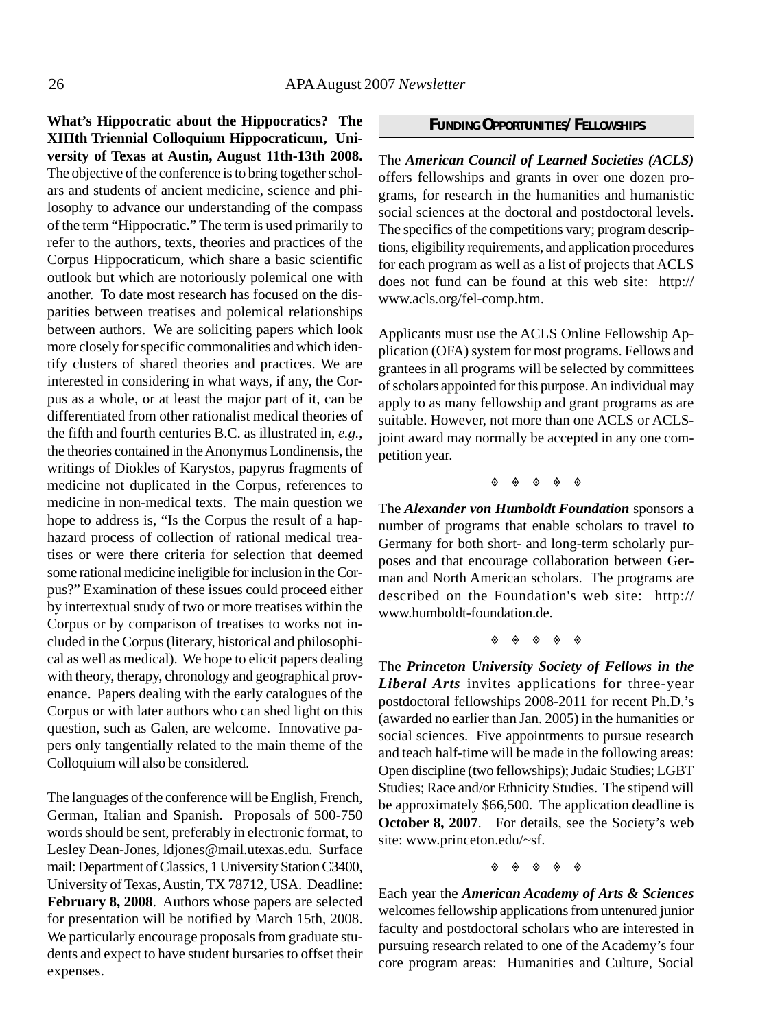**What's Hippocratic about the Hippocratics? The XIIIth Triennial Colloquium Hippocraticum, University of Texas at Austin, August 11th-13th 2008.** The objective of the conference is to bring together scholars and students of ancient medicine, science and philosophy to advance our understanding of the compass of the term "Hippocratic." The term is used primarily to refer to the authors, texts, theories and practices of the Corpus Hippocraticum, which share a basic scientific outlook but which are notoriously polemical one with another. To date most research has focused on the disparities between treatises and polemical relationships between authors. We are soliciting papers which look more closely for specific commonalities and which identify clusters of shared theories and practices. We are interested in considering in what ways, if any, the Corpus as a whole, or at least the major part of it, can be differentiated from other rationalist medical theories of the fifth and fourth centuries B.C. as illustrated in, *e.g.*, the theories contained in the Anonymus Londinensis, the writings of Diokles of Karystos, papyrus fragments of medicine not duplicated in the Corpus, references to medicine in non-medical texts. The main question we hope to address is, "Is the Corpus the result of a haphazard process of collection of rational medical treatises or were there criteria for selection that deemed some rational medicine ineligible for inclusion in the Corpus?" Examination of these issues could proceed either by intertextual study of two or more treatises within the Corpus or by comparison of treatises to works not included in the Corpus (literary, historical and philosophical as well as medical). We hope to elicit papers dealing with theory, therapy, chronology and geographical provenance. Papers dealing with the early catalogues of the Corpus or with later authors who can shed light on this question, such as Galen, are welcome. Innovative papers only tangentially related to the main theme of the Colloquium will also be considered.

The languages of the conference will be English, French, German, Italian and Spanish. Proposals of 500-750 words should be sent, preferably in electronic format, to Lesley Dean-Jones, ldjones@mail.utexas.edu. Surface mail: Department of Classics, 1 University Station C3400, University of Texas, Austin, TX 78712, USA. Deadline: **February 8, 2008**. Authors whose papers are selected for presentation will be notified by March 15th, 2008. We particularly encourage proposals from graduate students and expect to have student bursaries to offset their expenses.

## FUNDING OPPORTUNITIES/ FELLOWSHIPS

The ***American Council of Learned Societies (ACLS)*** offers fellowships and grants in over one dozen programs, for research in the humanities and humanistic social sciences at the doctoral and postdoctoral levels. The specifics of the competitions vary; program descriptions, eligibility requirements, and application procedures for each program as well as a list of projects that ACLS does not fund can be found at this web site: http://www.acls.org/fel-comp.htm.

Applicants must use the ACLS Online Fellowship Application (OFA) system for most programs. Fellows and grantees in all programs will be selected by committees of scholars appointed for this purpose. An individual may apply to as many fellowship and grant programs as are suitable. However, not more than one ACLS or ACLS-joint award may normally be accepted in any one competition year.

◊ ◊ ◊ ◊ ◊

The ***Alexander von Humboldt Foundation*** sponsors a number of programs that enable scholars to travel to Germany for both short- and long-term scholarly purposes and that encourage collaboration between German and North American scholars. The programs are described on the Foundation's web site: http://www.humboldt-foundation.de.

◊ ◊ ◊ ◊ ◊

The ***Princeton University Society of Fellows in the Liberal Arts*** invites applications for three-year postdoctoral fellowships 2008-2011 for recent Ph.D.'s (awarded no earlier than Jan. 2005) in the humanities or social sciences. Five appointments to pursue research and teach half-time will be made in the following areas: Open discipline (two fellowships); Judaic Studies; LGBT Studies; Race and/or Ethnicity Studies. The stipend will be approximately $66,500. The application deadline is **October 8, 2007**. For details, see the Society's web site: www.princeton.edu/~sf.

◊ ◊ ◊ ◊ ◊

Each year the ***American Academy of Arts & Sciences*** welcomes fellowship applications from untenured junior faculty and postdoctoral scholars who are interested in pursuing research related to one of the Academy's four core program areas: Humanities and Culture, Social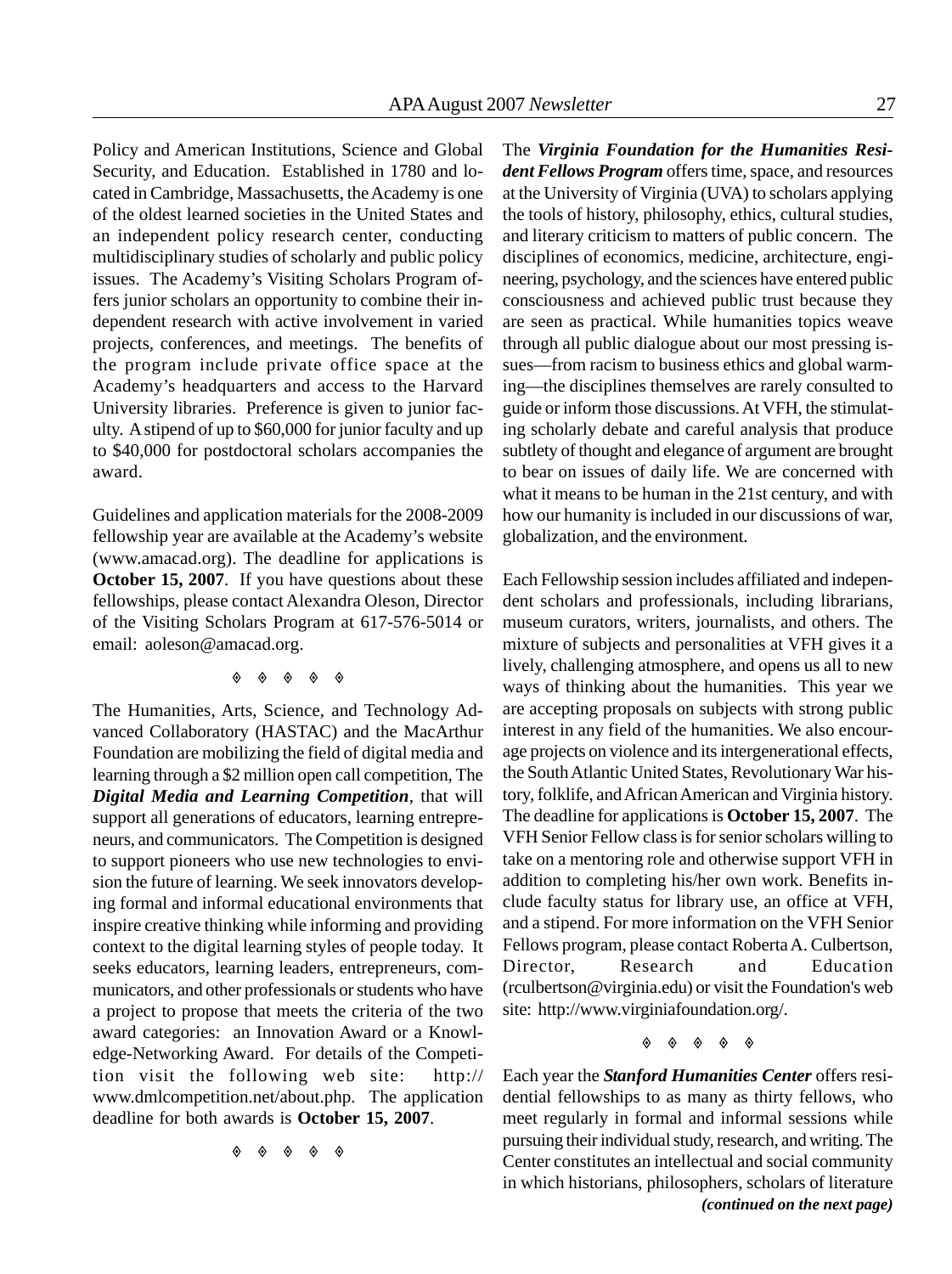Policy and American Institutions, Science and Global Security, and Education. Established in 1780 and located in Cambridge, Massachusetts, the Academy is one of the oldest learned societies in the United States and an independent policy research center, conducting multidisciplinary studies of scholarly and public policy issues. The Academy's Visiting Scholars Program offers junior scholars an opportunity to combine their independent research with active involvement in varied projects, conferences, and meetings. The benefits of the program include private office space at the Academy's headquarters and access to the Harvard University libraries. Preference is given to junior faculty. A stipend of up to $60,000 for junior faculty and up to $40,000 for postdoctoral scholars accompanies the award.

Guidelines and application materials for the 2008-2009 fellowship year are available at the Academy's website (www.amacad.org). The deadline for applications is **October 15, 2007**. If you have questions about these fellowships, please contact Alexandra Oleson, Director of the Visiting Scholars Program at 617-576-5014 or email: aoleson@amacad.org.

◊ ◊ ◊ ◊ ◊

The Humanities, Arts, Science, and Technology Advanced Collaboratory (HASTAC) and the MacArthur Foundation are mobilizing the field of digital media and learning through a $2 million open call competition, The ***Digital Media and Learning Competition***, that will support all generations of educators, learning entrepreneurs, and communicators. The Competition is designed to support pioneers who use new technologies to envision the future of learning. We seek innovators developing formal and informal educational environments that inspire creative thinking while informing and providing context to the digital learning styles of people today. It seeks educators, learning leaders, entrepreneurs, communicators, and other professionals or students who have a project to propose that meets the criteria of the two award categories: an Innovation Award or a Knowledge-Networking Award. For details of the Competition visit the following web site: http://www.dmlcompetition.net/about.php. The application deadline for both awards is **October 15, 2007**.

◊ ◊ ◊ ◊ ◊

The ***Virginia Foundation for the Humanities Resident Fellows Program*** offers time, space, and resources at the University of Virginia (UVA) to scholars applying the tools of history, philosophy, ethics, cultural studies, and literary criticism to matters of public concern. The disciplines of economics, medicine, architecture, engineering, psychology, and the sciences have entered public consciousness and achieved public trust because they are seen as practical. While humanities topics weave through all public dialogue about our most pressing issues—from racism to business ethics and global warming—the disciplines themselves are rarely consulted to guide or inform those discussions. At VFH, the stimulating scholarly debate and careful analysis that produce subtlety of thought and elegance of argument are brought to bear on issues of daily life. We are concerned with what it means to be human in the 21st century, and with how our humanity is included in our discussions of war, globalization, and the environment.

Each Fellowship session includes affiliated and independent scholars and professionals, including librarians, museum curators, writers, journalists, and others. The mixture of subjects and personalities at VFH gives it a lively, challenging atmosphere, and opens us all to new ways of thinking about the humanities. This year we are accepting proposals on subjects with strong public interest in any field of the humanities. We also encourage projects on violence and its intergenerational effects, the South Atlantic United States, Revolutionary War history, folklife, and African American and Virginia history. The deadline for applications is **October 15, 2007**. The VFH Senior Fellow class is for senior scholars willing to take on a mentoring role and otherwise support VFH in addition to completing his/her own work. Benefits include faculty status for library use, an office at VFH, and a stipend. For more information on the VFH Senior Fellows program, please contact Roberta A. Culbertson, Director, Research and Education (rculbertson@virginia.edu) or visit the Foundation's web site: http://www.virginiafoundation.org/.

◊ ◊ ◊ ◊ ◊

Each year the ***Stanford Humanities Center*** offers residential fellowships to as many as thirty fellows, who meet regularly in formal and informal sessions while pursuing their individual study, research, and writing. The Center constitutes an intellectual and social community in which historians, philosophers, scholars of literature

***(continued on the next page)***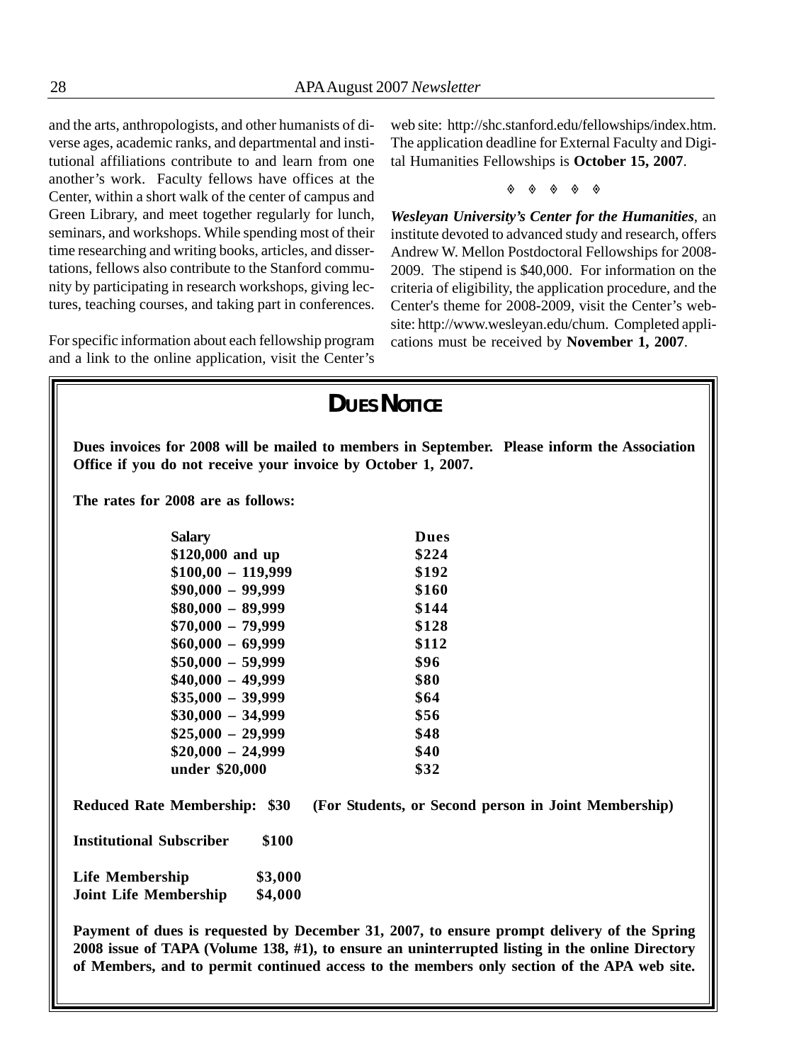and the arts, anthropologists, and other humanists of diverse ages, academic ranks, and departmental and institutional affiliations contribute to and learn from one another's work. Faculty fellows have offices at the Center, within a short walk of the center of campus and Green Library, and meet together regularly for lunch, seminars, and workshops. While spending most of their time researching and writing books, articles, and dissertations, fellows also contribute to the Stanford community by participating in research workshops, giving lectures, teaching courses, and taking part in conferences.

For specific information about each fellowship program and a link to the online application, visit the Center's web site: http://shc.stanford.edu/fellowships/index.htm. The application deadline for External Faculty and Digital Humanities Fellowships is **October 15, 2007**.

◈ ◈ ◈ ◈ ◈

***Wesleyan University's Center for the Humanities***, an institute devoted to advanced study and research, offers Andrew W. Mellon Postdoctoral Fellowships for 2008-2009. The stipend is $40,000. For information on the criteria of eligibility, the application procedure, and the Center's theme for 2008-2009, visit the Center's website: http://www.wesleyan.edu/chum. Completed applications must be received by **November 1, 2007**.

## DUES NOTICE

**Dues invoices for 2008 will be mailed to members in September. Please inform the Association Office if you do not receive your invoice by October 1, 2007.**

**The rates for 2008 are as follows:**

| Salary | Dues |
|---|---|
| $120,000 and up | $224 |
| $100,00 – 119,999 | $192 |
| $90,000 – 99,999 | $160 |
| $80,000 – 89,999 | $144 |
| $70,000 – 79,999 | $128 |
| $60,000 – 69,999 | $112 |
| $50,000 – 59,999 | $96 |
| $40,000 – 49,999 | $80 |
| $35,000 – 39,999 | $64 |
| $30,000 – 34,999 | $56 |
| $25,000 – 29,999 | $48 |
| $20,000 – 24,999 | $40 |
| under $20,000 | $32 |

**Reduced Rate Membership: $30 (For Students, or Second person in Joint Membership)**

**Institutional Subscriber $100**

**Life Membership $3,000**
**Joint Life Membership $4,000**

**Payment of dues is requested by December 31, 2007, to ensure prompt delivery of the Spring 2008 issue of TAPA (Volume 138, #1), to ensure an uninterrupted listing in the online Directory of Members, and to permit continued access to the members only section of the APA web site.**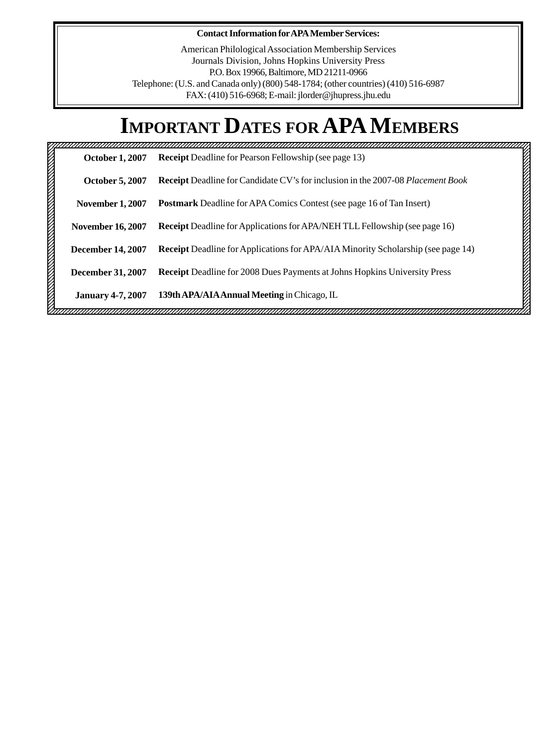**Contact Information for APA Member Services:**

American Philological Association Membership Services
Journals Division, Johns Hopkins University Press
P.O. Box 19966, Baltimore, MD 21211-0966
Telephone: (U.S. and Canada only) (800) 548-1784; (other countries) (410) 516-6987
FAX: (410) 516-6968; E-mail: jlorder@jhupress.jhu.edu

# IMPORTANT DATES FOR APA MEMBERS

| | |
|---|---|
| **October 1, 2007** | **Receipt** Deadline for Pearson Fellowship (see page 13) |
| **October 5, 2007** | **Receipt** Deadline for Candidate CV's for inclusion in the 2007-08 *Placement Book* |
| **November 1, 2007** | **Postmark** Deadline for APA Comics Contest (see page 16 of Tan Insert) |
| **November 16, 2007** | **Receipt** Deadline for Applications for APA/NEH TLL Fellowship (see page 16) |
| **December 14, 2007** | **Receipt** Deadline for Applications for APA/AIA Minority Scholarship (see page 14) |
| **December 31, 2007** | **Receipt** Deadline for 2008 Dues Payments at Johns Hopkins University Press |
| **January 4-7, 2007** | **139th APA/AIA Annual Meeting** in Chicago, IL |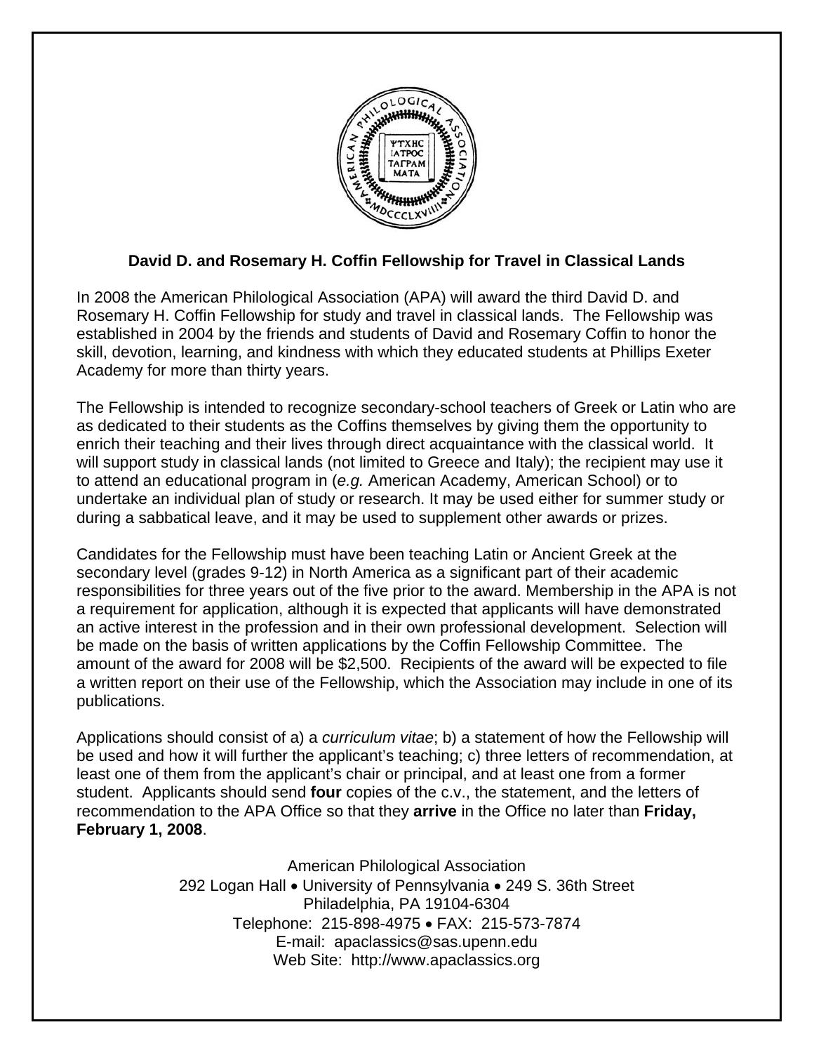**David D. and Rosemary H. Coffin Fellowship for Travel in Classical Lands**

In 2008 the American Philological Association (APA) will award the third David D. and Rosemary H. Coffin Fellowship for study and travel in classical lands. The Fellowship was established in 2004 by the friends and students of David and Rosemary Coffin to honor the skill, devotion, learning, and kindness with which they educated students at Phillips Exeter Academy for more than thirty years.

The Fellowship is intended to recognize secondary-school teachers of Greek or Latin who are as dedicated to their students as the Coffins themselves by giving them the opportunity to enrich their teaching and their lives through direct acquaintance with the classical world. It will support study in classical lands (not limited to Greece and Italy); the recipient may use it to attend an educational program in (*e.g.* American Academy, American School) or to undertake an individual plan of study or research. It may be used either for summer study or during a sabbatical leave, and it may be used to supplement other awards or prizes.

Candidates for the Fellowship must have been teaching Latin or Ancient Greek at the secondary level (grades 9-12) in North America as a significant part of their academic responsibilities for three years out of the five prior to the award. Membership in the APA is not a requirement for application, although it is expected that applicants will have demonstrated an active interest in the profession and in their own professional development. Selection will be made on the basis of written applications by the Coffin Fellowship Committee. The amount of the award for 2008 will be $2,500. Recipients of the award will be expected to file a written report on their use of the Fellowship, which the Association may include in one of its publications.

Applications should consist of a) a *curriculum vitae*; b) a statement of how the Fellowship will be used and how it will further the applicant's teaching; c) three letters of recommendation, at least one of them from the applicant's chair or principal, and at least one from a former student. Applicants should send **four** copies of the c.v., the statement, and the letters of recommendation to the APA Office so that they **arrive** in the Office no later than **Friday, February 1, 2008**.

American Philological Association
292 Logan Hall • University of Pennsylvania • 249 S. 36th Street
Philadelphia, PA 19104-6304
Telephone: 215-898-4975 • FAX: 215-573-7874
E-mail: apaclassics@sas.upenn.edu
Web Site: http://www.apaclassics.org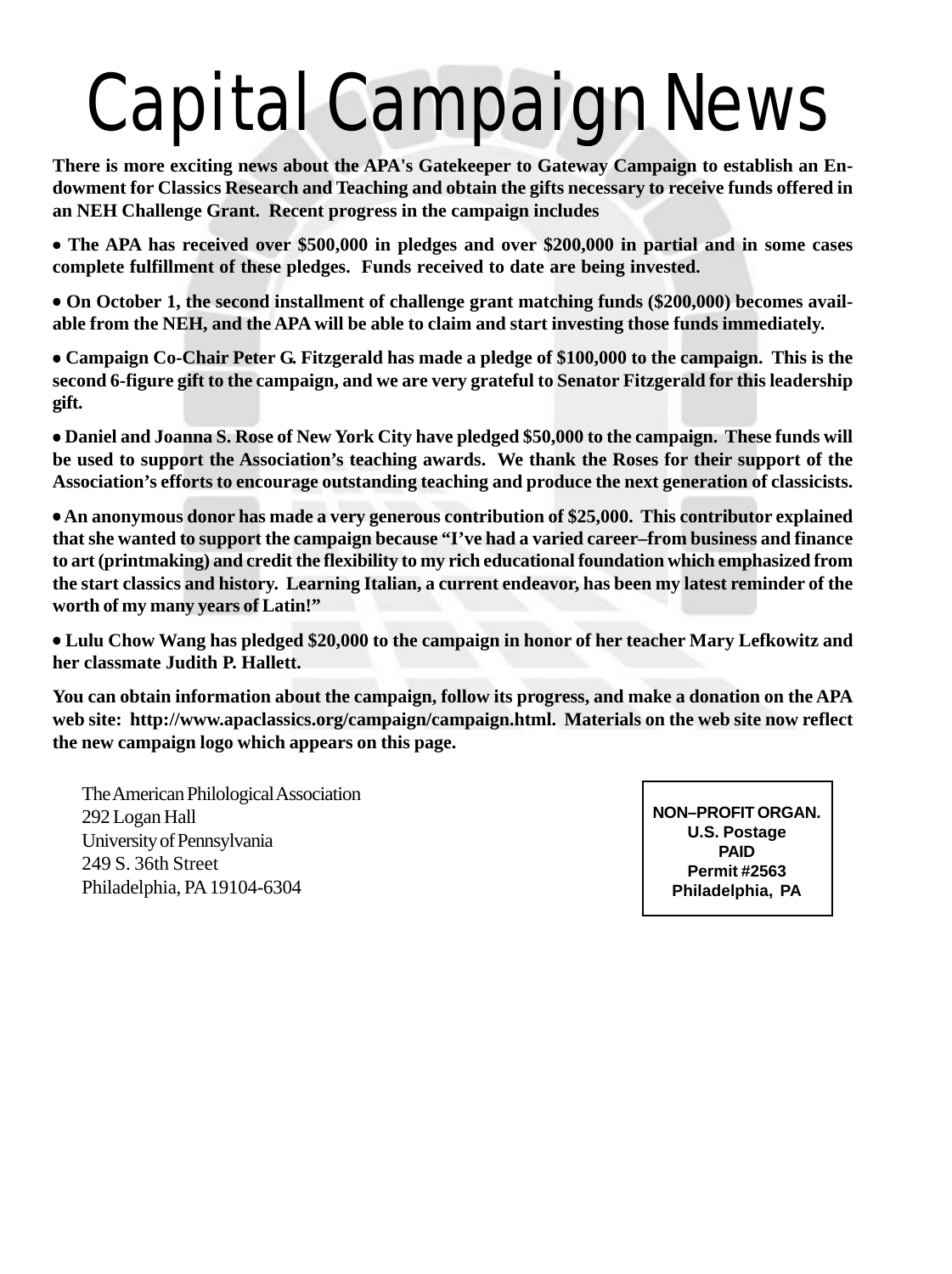# Capital Campaign News

**There is more exciting news about the APA's Gatekeeper to Gateway Campaign to establish an Endowment for Classics Research and Teaching and obtain the gifts necessary to receive funds offered in an NEH Challenge Grant. Recent progress in the campaign includes**

- **The APA has received over $500,000 in pledges and over $200,000 in partial and in some cases complete fulfillment of these pledges. Funds received to date are being invested.**

- **On October 1, the second installment of challenge grant matching funds ($200,000) becomes available from the NEH, and the APA will be able to claim and start investing those funds immediately.**

- **Campaign Co-Chair Peter G. Fitzgerald has made a pledge of $100,000 to the campaign. This is the second 6-figure gift to the campaign, and we are very grateful to Senator Fitzgerald for this leadership gift.**

- **Daniel and Joanna S. Rose of New York City have pledged $50,000 to the campaign. These funds will be used to support the Association's teaching awards. We thank the Roses for their support of the Association's efforts to encourage outstanding teaching and produce the next generation of classicists.**

- **An anonymous donor has made a very generous contribution of $25,000. This contributor explained that she wanted to support the campaign because "I've had a varied career–from business and finance to art (printmaking) and credit the flexibility to my rich educational foundation which emphasized from the start classics and history. Learning Italian, a current endeavor, has been my latest reminder of the worth of my many years of Latin!"**

- **Lulu Chow Wang has pledged $20,000 to the campaign in honor of her teacher Mary Lefkowitz and her classmate Judith P. Hallett.**

**You can obtain information about the campaign, follow its progress, and make a donation on the APA web site: http://www.apaclassics.org/campaign/campaign.html. Materials on the web site now reflect the new campaign logo which appears on this page.**

The American Philological Association
292 Logan Hall
University of Pennsylvania
249 S. 36th Street
Philadelphia, PA 19104-6304

**NON–PROFIT ORGAN.**
**U.S. Postage**
**PAID**
**Permit #2563**
**Philadelphia, PA**